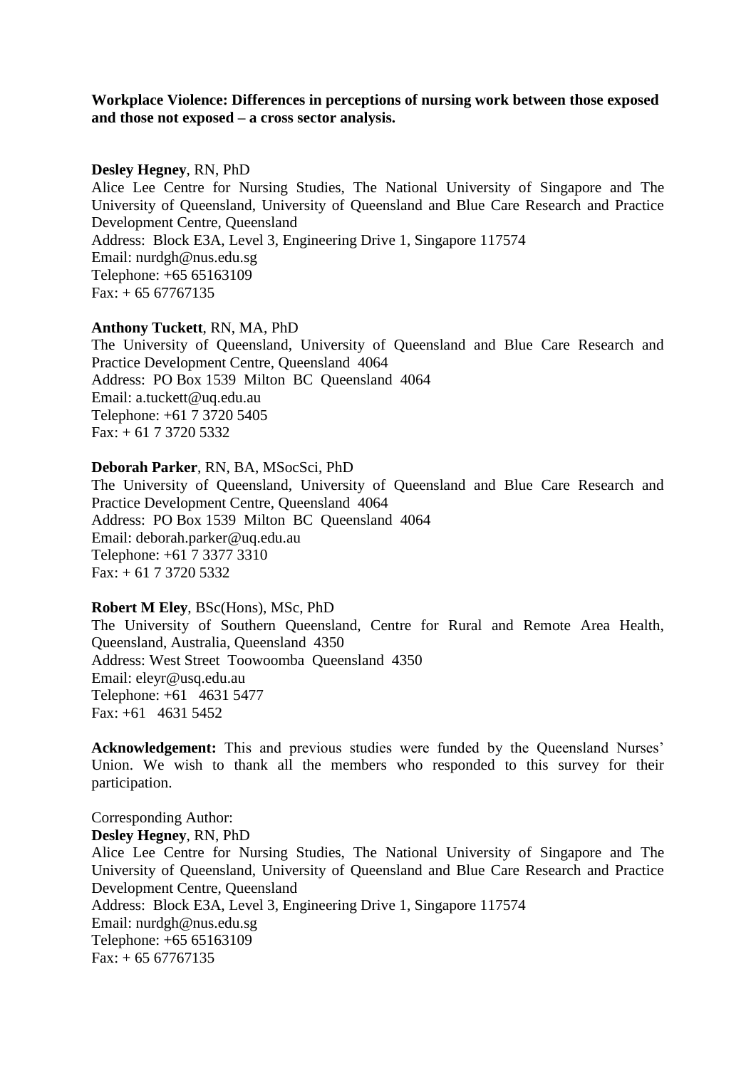**Workplace Violence: Differences in perceptions of nursing work between those exposed and those not exposed – a cross sector analysis.**

**Desley Hegney**, RN, PhD
Alice Lee Centre for Nursing Studies, The National University of Singapore and The University of Queensland, University of Queensland and Blue Care Research and Practice Development Centre, Queensland
Address: Block E3A, Level 3, Engineering Drive 1, Singapore 117574
Email: nurdgh@nus.edu.sg
Telephone: +65 65163109
Fax: + 65 67767135

**Anthony Tuckett**, RN, MA, PhD
The University of Queensland, University of Queensland and Blue Care Research and Practice Development Centre, Queensland 4064
Address: PO Box 1539 Milton BC Queensland 4064
Email: a.tuckett@uq.edu.au
Telephone: +61 7 3720 5405
Fax: + 61 7 3720 5332

**Deborah Parker**, RN, BA, MSocSci, PhD
The University of Queensland, University of Queensland and Blue Care Research and Practice Development Centre, Queensland 4064
Address: PO Box 1539 Milton BC Queensland 4064
Email: deborah.parker@uq.edu.au
Telephone: +61 7 3377 3310
Fax: + 61 7 3720 5332

**Robert M Eley**, BSc(Hons), MSc, PhD
The University of Southern Queensland, Centre for Rural and Remote Area Health, Queensland, Australia, Queensland 4350
Address: West Street Toowoomba Queensland 4350
Email: eleyr@usq.edu.au
Telephone: +61 4631 5477
Fax: +61 4631 5452

**Acknowledgement:** This and previous studies were funded by the Queensland Nurses' Union. We wish to thank all the members who responded to this survey for their participation.

Corresponding Author:
**Desley Hegney**, RN, PhD
Alice Lee Centre for Nursing Studies, The National University of Singapore and The University of Queensland, University of Queensland and Blue Care Research and Practice Development Centre, Queensland
Address: Block E3A, Level 3, Engineering Drive 1, Singapore 117574
Email: nurdgh@nus.edu.sg
Telephone: +65 65163109
Fax: + 65 67767135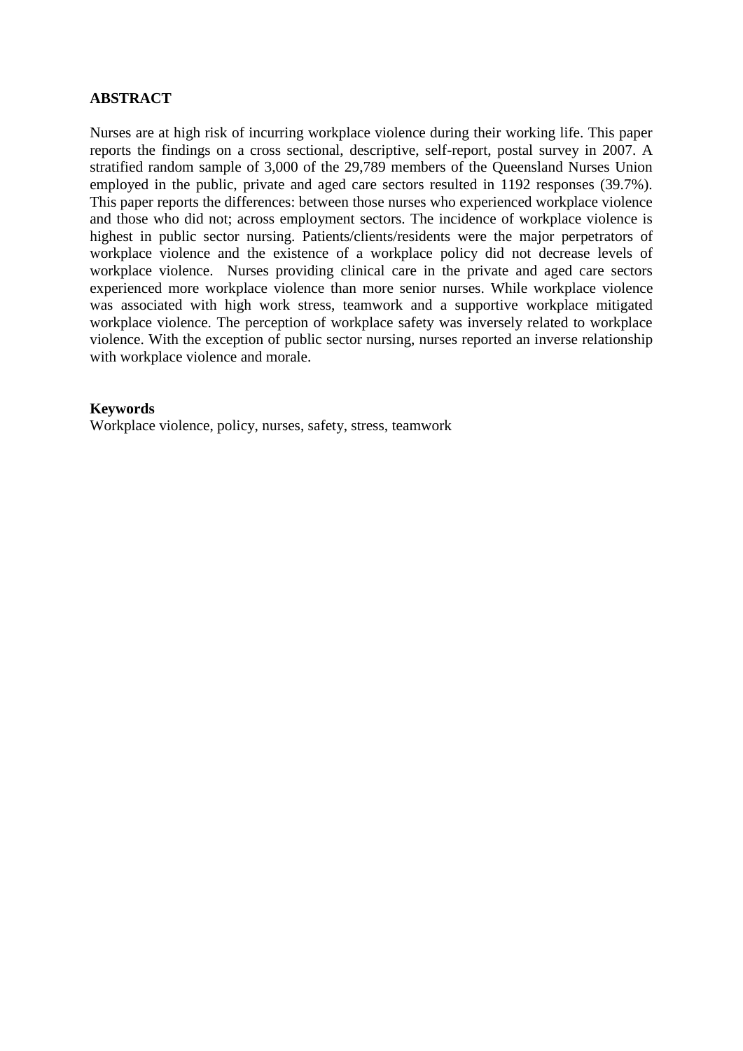**ABSTRACT**

Nurses are at high risk of incurring workplace violence during their working life. This paper reports the findings on a cross sectional, descriptive, self-report, postal survey in 2007. A stratified random sample of 3,000 of the 29,789 members of the Queensland Nurses Union employed in the public, private and aged care sectors resulted in 1192 responses (39.7%). This paper reports the differences: between those nurses who experienced workplace violence and those who did not; across employment sectors. The incidence of workplace violence is highest in public sector nursing. Patients/clients/residents were the major perpetrators of workplace violence and the existence of a workplace policy did not decrease levels of workplace violence. Nurses providing clinical care in the private and aged care sectors experienced more workplace violence than more senior nurses. While workplace violence was associated with high work stress, teamwork and a supportive workplace mitigated workplace violence. The perception of workplace safety was inversely related to workplace violence. With the exception of public sector nursing, nurses reported an inverse relationship with workplace violence and morale.

**Keywords**
Workplace violence, policy, nurses, safety, stress, teamwork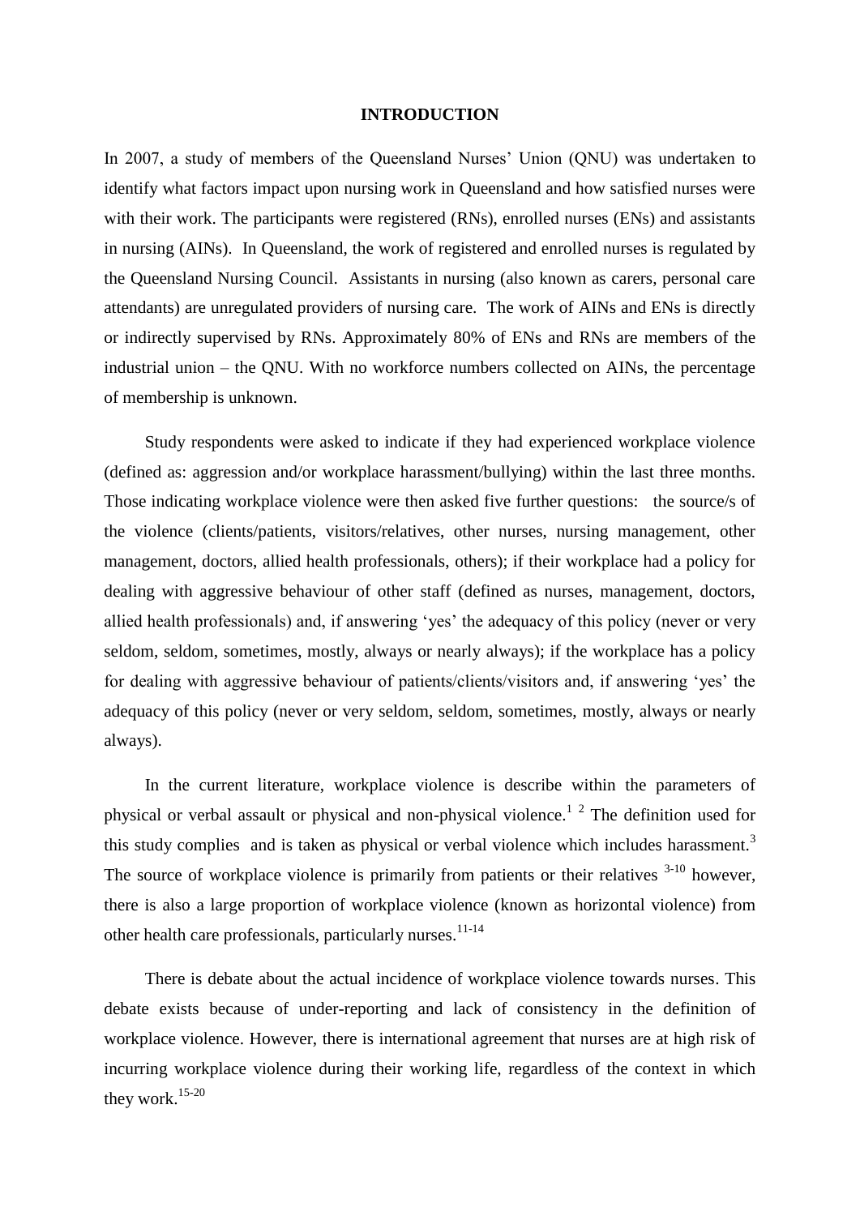# INTRODUCTION

In 2007, a study of members of the Queensland Nurses' Union (QNU) was undertaken to identify what factors impact upon nursing work in Queensland and how satisfied nurses were with their work. The participants were registered (RNs), enrolled nurses (ENs) and assistants in nursing (AINs). In Queensland, the work of registered and enrolled nurses is regulated by the Queensland Nursing Council. Assistants in nursing (also known as carers, personal care attendants) are unregulated providers of nursing care. The work of AINs and ENs is directly or indirectly supervised by RNs. Approximately 80% of ENs and RNs are members of the industrial union – the QNU. With no workforce numbers collected on AINs, the percentage of membership is unknown.

Study respondents were asked to indicate if they had experienced workplace violence (defined as: aggression and/or workplace harassment/bullying) within the last three months. Those indicating workplace violence were then asked five further questions: the source/s of the violence (clients/patients, visitors/relatives, other nurses, nursing management, other management, doctors, allied health professionals, others); if their workplace had a policy for dealing with aggressive behaviour of other staff (defined as nurses, management, doctors, allied health professionals) and, if answering 'yes' the adequacy of this policy (never or very seldom, seldom, sometimes, mostly, always or nearly always); if the workplace has a policy for dealing with aggressive behaviour of patients/clients/visitors and, if answering 'yes' the adequacy of this policy (never or very seldom, seldom, sometimes, mostly, always or nearly always).

In the current literature, workplace violence is describe within the parameters of physical or verbal assault or physical and non-physical violence.[1 2] The definition used for this study complies and is taken as physical or verbal violence which includes harassment.[3] The source of workplace violence is primarily from patients or their relatives [3-10] however, there is also a large proportion of workplace violence (known as horizontal violence) from other health care professionals, particularly nurses.[11-14]

There is debate about the actual incidence of workplace violence towards nurses. This debate exists because of under-reporting and lack of consistency in the definition of workplace violence. However, there is international agreement that nurses are at high risk of incurring workplace violence during their working life, regardless of the context in which they work.[15-20]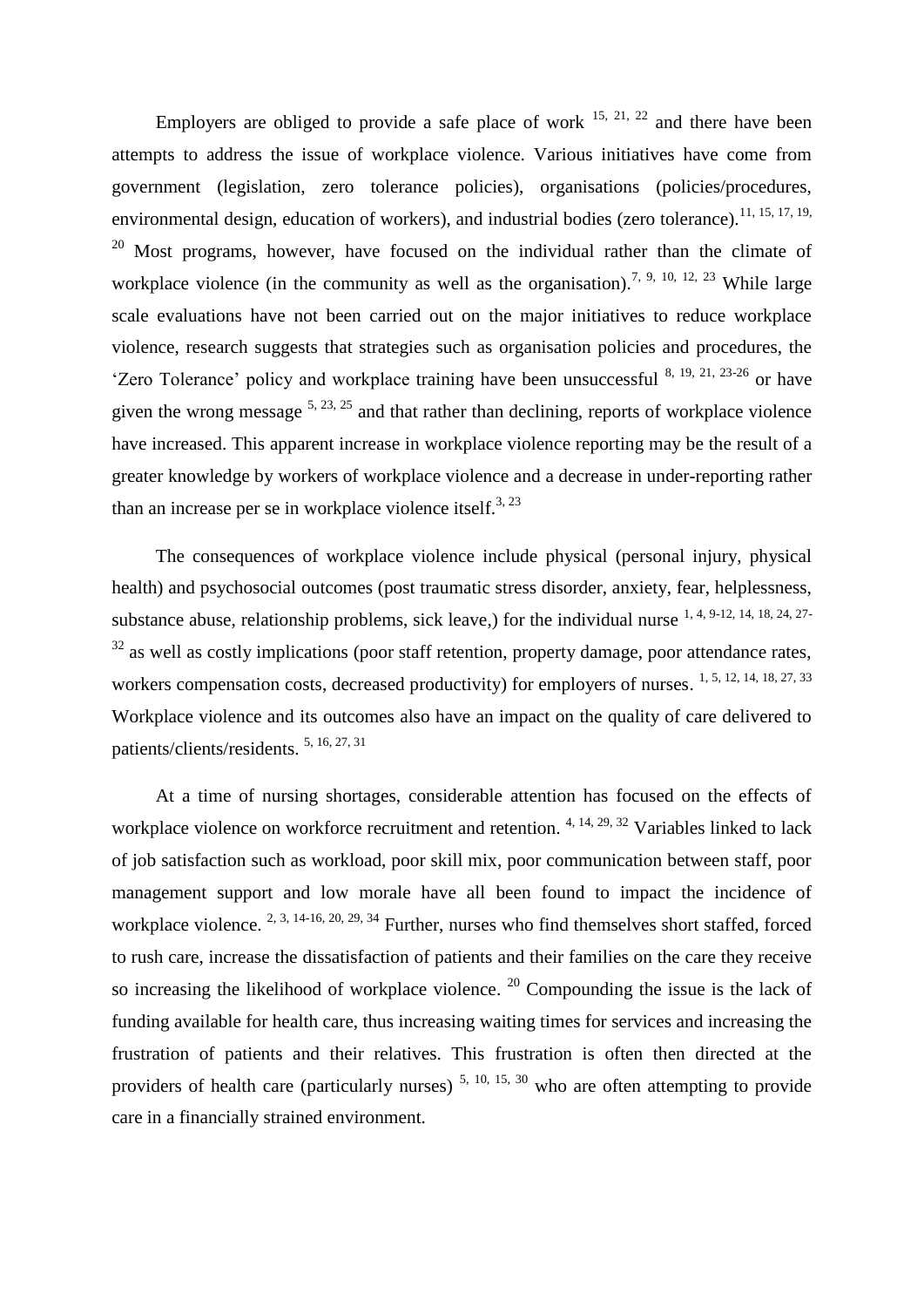Employers are obliged to provide a safe place of work [15, 21, 22] and there have been attempts to address the issue of workplace violence. Various initiatives have come from government (legislation, zero tolerance policies), organisations (policies/procedures, environmental design, education of workers), and industrial bodies (zero tolerance).[11, 15, 17, 19, 20] Most programs, however, have focused on the individual rather than the climate of workplace violence (in the community as well as the organisation).[7, 9, 10, 12, 23] While large scale evaluations have not been carried out on the major initiatives to reduce workplace violence, research suggests that strategies such as organisation policies and procedures, the 'Zero Tolerance' policy and workplace training have been unsuccessful [8, 19, 21, 23-26] or have given the wrong message [5, 23, 25] and that rather than declining, reports of workplace violence have increased. This apparent increase in workplace violence reporting may be the result of a greater knowledge by workers of workplace violence and a decrease in under-reporting rather than an increase per se in workplace violence itself.[3, 23]

The consequences of workplace violence include physical (personal injury, physical health) and psychosocial outcomes (post traumatic stress disorder, anxiety, fear, helplessness, substance abuse, relationship problems, sick leave,) for the individual nurse [1, 4, 9-12, 14, 18, 24, 27-32] as well as costly implications (poor staff retention, property damage, poor attendance rates, workers compensation costs, decreased productivity) for employers of nurses. [1, 5, 12, 14, 18, 27, 33] Workplace violence and its outcomes also have an impact on the quality of care delivered to patients/clients/residents. [5, 16, 27, 31]

At a time of nursing shortages, considerable attention has focused on the effects of workplace violence on workforce recruitment and retention. [4, 14, 29, 32] Variables linked to lack of job satisfaction such as workload, poor skill mix, poor communication between staff, poor management support and low morale have all been found to impact the incidence of workplace violence. [2, 3, 14-16, 20, 29, 34] Further, nurses who find themselves short staffed, forced to rush care, increase the dissatisfaction of patients and their families on the care they receive so increasing the likelihood of workplace violence. [20] Compounding the issue is the lack of funding available for health care, thus increasing waiting times for services and increasing the frustration of patients and their relatives. This frustration is often then directed at the providers of health care (particularly nurses) [5, 10, 15, 30] who are often attempting to provide care in a financially strained environment.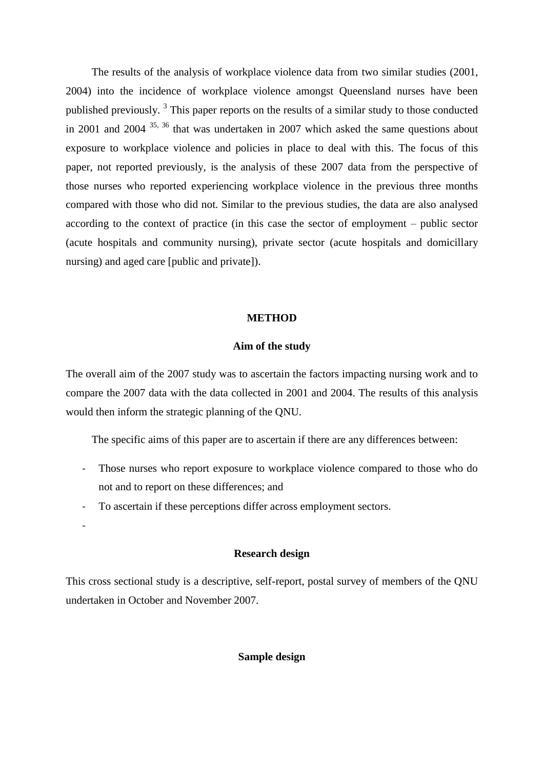The results of the analysis of workplace violence data from two similar studies (2001, 2004) into the incidence of workplace violence amongst Queensland nurses have been published previously. [3] This paper reports on the results of a similar study to those conducted in 2001 and 2004 [35, 36] that was undertaken in 2007 which asked the same questions about exposure to workplace violence and policies in place to deal with this. The focus of this paper, not reported previously, is the analysis of these 2007 data from the perspective of those nurses who reported experiencing workplace violence in the previous three months compared with those who did not. Similar to the previous studies, the data are also analysed according to the context of practice (in this case the sector of employment – public sector (acute hospitals and community nursing), private sector (acute hospitals and domicillary nursing) and aged care [public and private]).

## METHOD

### Aim of the study

The overall aim of the 2007 study was to ascertain the factors impacting nursing work and to compare the 2007 data with the data collected in 2001 and 2004. The results of this analysis would then inform the strategic planning of the QNU.

The specific aims of this paper are to ascertain if there are any differences between:

- Those nurses who report exposure to workplace violence compared to those who do not and to report on these differences; and
- To ascertain if these perceptions differ across employment sectors.
-

### Research design

This cross sectional study is a descriptive, self-report, postal survey of members of the QNU undertaken in October and November 2007.

### Sample design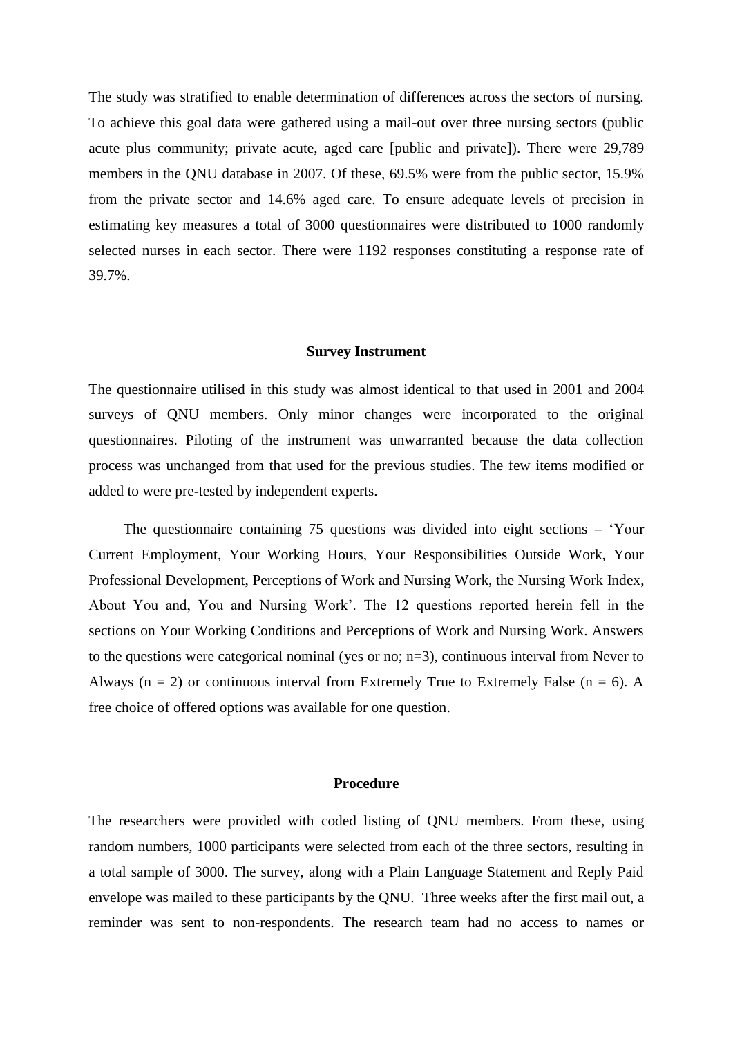The study was stratified to enable determination of differences across the sectors of nursing. To achieve this goal data were gathered using a mail-out over three nursing sectors (public acute plus community; private acute, aged care [public and private]). There were 29,789 members in the QNU database in 2007. Of these, 69.5% were from the public sector, 15.9% from the private sector and 14.6% aged care. To ensure adequate levels of precision in estimating key measures a total of 3000 questionnaires were distributed to 1000 randomly selected nurses in each sector. There were 1192 responses constituting a response rate of 39.7%.

### Survey Instrument

The questionnaire utilised in this study was almost identical to that used in 2001 and 2004 surveys of QNU members. Only minor changes were incorporated to the original questionnaires. Piloting of the instrument was unwarranted because the data collection process was unchanged from that used for the previous studies. The few items modified or added to were pre-tested by independent experts.

The questionnaire containing 75 questions was divided into eight sections – 'Your Current Employment, Your Working Hours, Your Responsibilities Outside Work, Your Professional Development, Perceptions of Work and Nursing Work, the Nursing Work Index, About You and, You and Nursing Work'. The 12 questions reported herein fell in the sections on Your Working Conditions and Perceptions of Work and Nursing Work. Answers to the questions were categorical nominal (yes or no; n=3), continuous interval from Never to Always (n = 2) or continuous interval from Extremely True to Extremely False (n = 6). A free choice of offered options was available for one question.

### Procedure

The researchers were provided with coded listing of QNU members. From these, using random numbers, 1000 participants were selected from each of the three sectors, resulting in a total sample of 3000. The survey, along with a Plain Language Statement and Reply Paid envelope was mailed to these participants by the QNU. Three weeks after the first mail out, a reminder was sent to non-respondents. The research team had no access to names or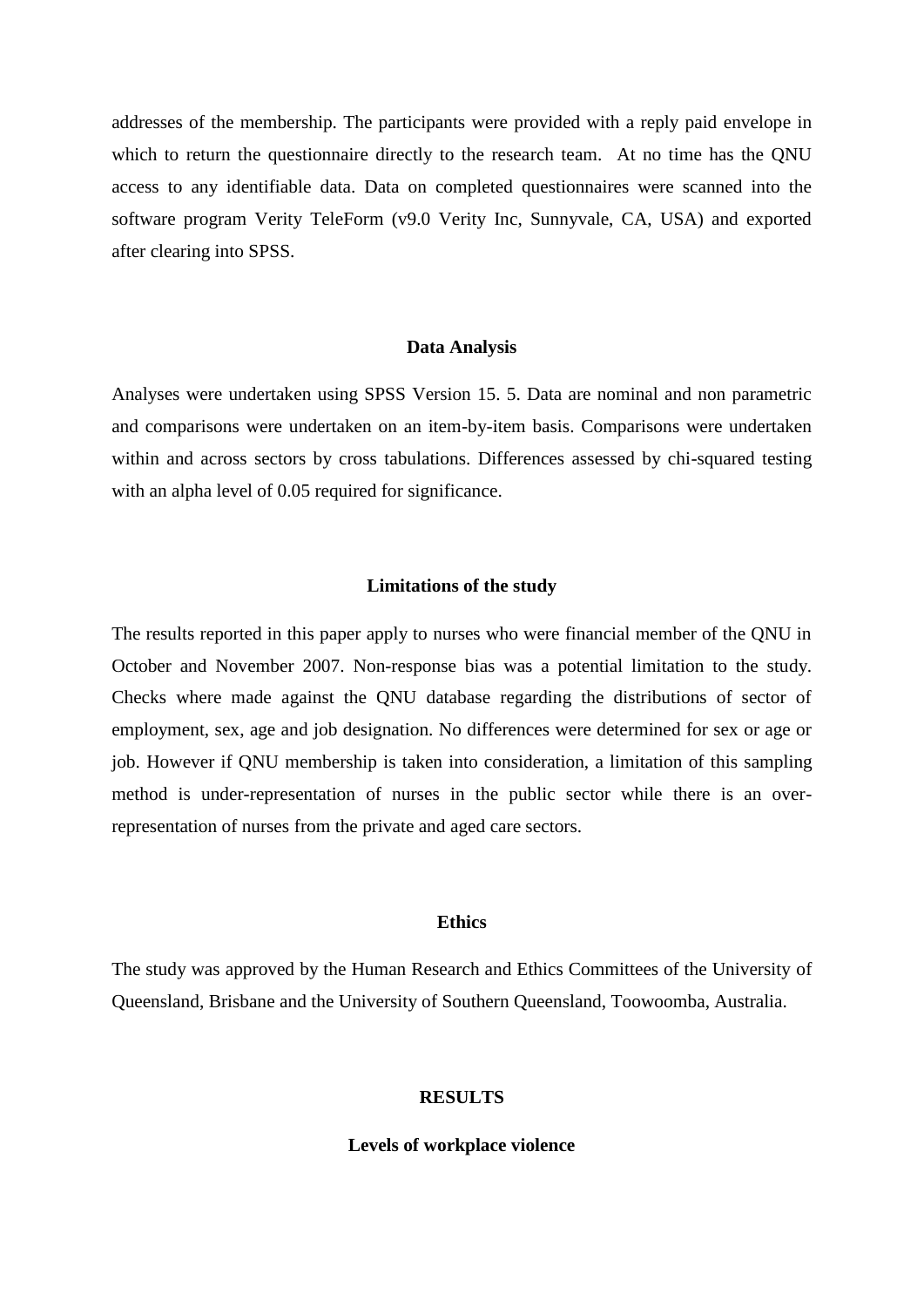addresses of the membership. The participants were provided with a reply paid envelope in which to return the questionnaire directly to the research team. At no time has the QNU access to any identifiable data. Data on completed questionnaires were scanned into the software program Verity TeleForm (v9.0 Verity Inc, Sunnyvale, CA, USA) and exported after clearing into SPSS.

## Data Analysis

Analyses were undertaken using SPSS Version 15. 5. Data are nominal and non parametric and comparisons were undertaken on an item-by-item basis. Comparisons were undertaken within and across sectors by cross tabulations. Differences assessed by chi-squared testing with an alpha level of 0.05 required for significance.

## Limitations of the study

The results reported in this paper apply to nurses who were financial member of the QNU in October and November 2007. Non-response bias was a potential limitation to the study. Checks where made against the QNU database regarding the distributions of sector of employment, sex, age and job designation. No differences were determined for sex or age or job. However if QNU membership is taken into consideration, a limitation of this sampling method is under-representation of nurses in the public sector while there is an over-representation of nurses from the private and aged care sectors.

## Ethics

The study was approved by the Human Research and Ethics Committees of the University of Queensland, Brisbane and the University of Southern Queensland, Toowoomba, Australia.

# RESULTS

## Levels of workplace violence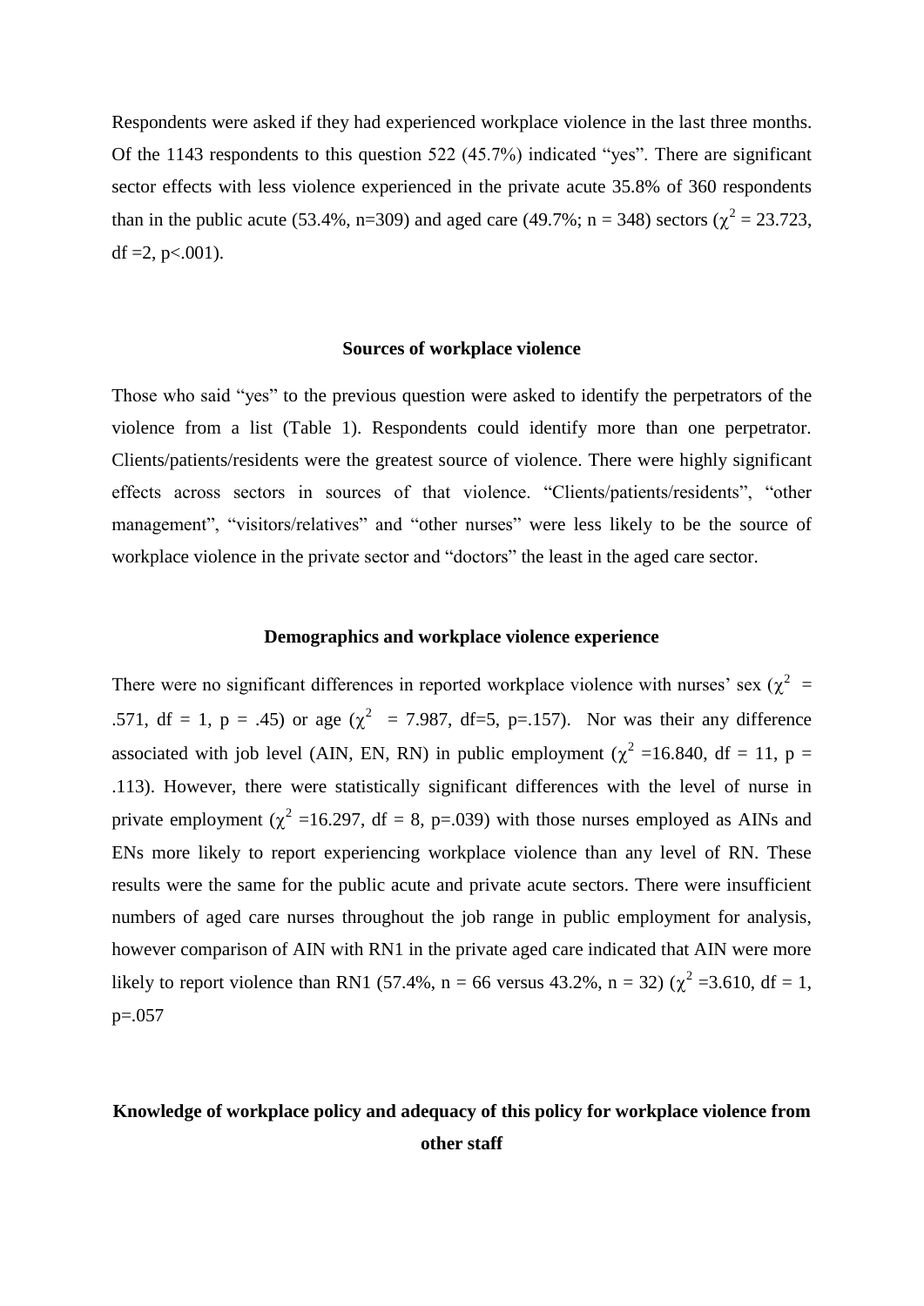Respondents were asked if they had experienced workplace violence in the last three months. Of the 1143 respondents to this question 522 (45.7%) indicated "yes". There are significant sector effects with less violence experienced in the private acute 35.8% of 360 respondents than in the public acute (53.4%, n=309) and aged care (49.7%; n = 348) sectors ($\chi^2$ = 23.723, df =2, p<.001).

## Sources of workplace violence

Those who said "yes" to the previous question were asked to identify the perpetrators of the violence from a list (Table 1). Respondents could identify more than one perpetrator. Clients/patients/residents were the greatest source of violence. There were highly significant effects across sectors in sources of that violence. "Clients/patients/residents", "other management", "visitors/relatives" and "other nurses" were less likely to be the source of workplace violence in the private sector and "doctors" the least in the aged care sector.

## Demographics and workplace violence experience

There were no significant differences in reported workplace violence with nurses' sex ($\chi^2$ = .571, df = 1, p = .45) or age ($\chi^2$ = 7.987, df=5, p=.157). Nor was their any difference associated with job level (AIN, EN, RN) in public employment ($\chi^2$ =16.840, df = 11, p = .113). However, there were statistically significant differences with the level of nurse in private employment ($\chi^2$ =16.297, df = 8, p=.039) with those nurses employed as AINs and ENs more likely to report experiencing workplace violence than any level of RN. These results were the same for the public acute and private acute sectors. There were insufficient numbers of aged care nurses throughout the job range in public employment for analysis, however comparison of AIN with RN1 in the private aged care indicated that AIN were more likely to report violence than RN1 (57.4%, n = 66 versus 43.2%, n = 32) ($\chi^2$ =3.610, df = 1, p=.057

## Knowledge of workplace policy and adequacy of this policy for workplace violence from other staff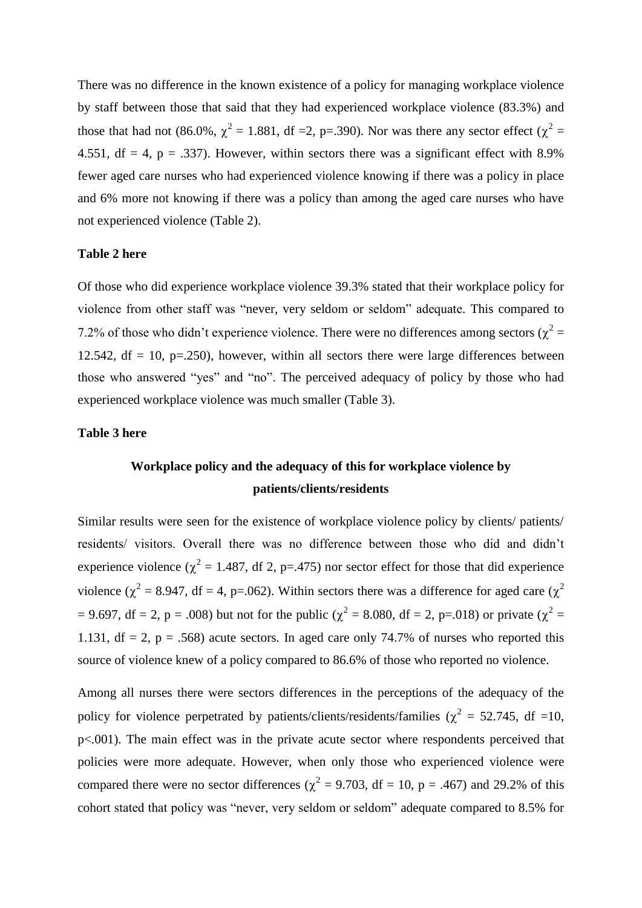There was no difference in the known existence of a policy for managing workplace violence by staff between those that said that they had experienced workplace violence (83.3%) and those that had not (86.0%, $\chi^2$ = 1.881, df =2, p=.390). Nor was there any sector effect ($\chi^2$ = 4.551, df = 4, p = .337). However, within sectors there was a significant effect with 8.9% fewer aged care nurses who had experienced violence knowing if there was a policy in place and 6% more not knowing if there was a policy than among the aged care nurses who have not experienced violence (Table 2).

**Table 2 here**

Of those who did experience workplace violence 39.3% stated that their workplace policy for violence from other staff was "never, very seldom or seldom" adequate. This compared to 7.2% of those who didn't experience violence. There were no differences among sectors ($\chi^2$ = 12.542, df = 10, p=.250), however, within all sectors there were large differences between those who answered "yes" and "no". The perceived adequacy of policy by those who had experienced workplace violence was much smaller (Table 3).

**Table 3 here**

### Workplace policy and the adequacy of this for workplace violence by patients/clients/residents

Similar results were seen for the existence of workplace violence policy by clients/ patients/ residents/ visitors. Overall there was no difference between those who did and didn't experience violence ($\chi^2$ = 1.487, df 2, p=.475) nor sector effect for those that did experience violence ($\chi^2$ = 8.947, df = 4, p=.062). Within sectors there was a difference for aged care ($\chi^2$ = 9.697, df = 2, p = .008) but not for the public ($\chi^2$ = 8.080, df = 2, p=.018) or private ($\chi^2$ = 1.131, df = 2, p = .568) acute sectors. In aged care only 74.7% of nurses who reported this source of violence knew of a policy compared to 86.6% of those who reported no violence.

Among all nurses there were sectors differences in the perceptions of the adequacy of the policy for violence perpetrated by patients/clients/residents/families ($\chi^2$ = 52.745, df =10, p<.001). The main effect was in the private acute sector where respondents perceived that policies were more adequate. However, when only those who experienced violence were compared there were no sector differences ($\chi^2$ = 9.703, df = 10, p = .467) and 29.2% of this cohort stated that policy was "never, very seldom or seldom" adequate compared to 8.5% for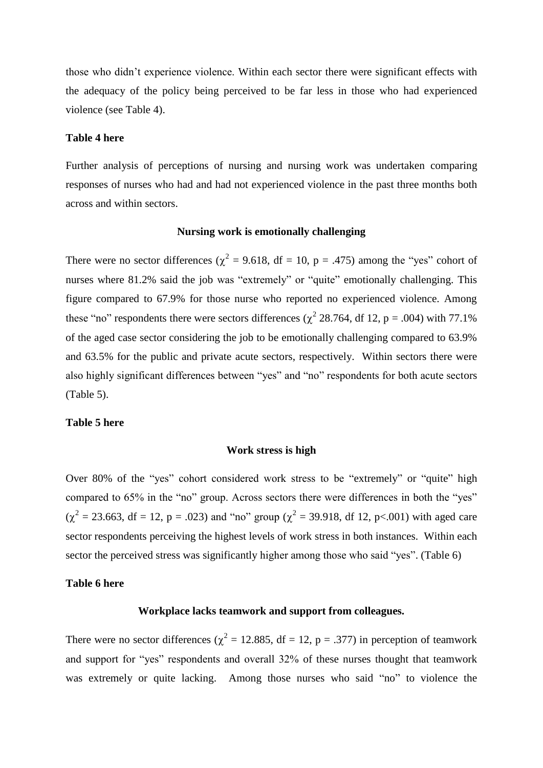those who didn’t experience violence. Within each sector there were significant effects with the adequacy of the policy being perceived to be far less in those who had experienced violence (see Table 4).

**Table 4 here**

Further analysis of perceptions of nursing and nursing work was undertaken comparing responses of nurses who had and had not experienced violence in the past three months both across and within sectors.

### Nursing work is emotionally challenging

There were no sector differences ($\chi^2$ = 9.618, df = 10, p = .475) among the “yes” cohort of nurses where 81.2% said the job was “extremely” or “quite” emotionally challenging. This figure compared to 67.9% for those nurse who reported no experienced violence. Among these “no” respondents there were sectors differences ($\chi^2$ 28.764, df 12, p = .004) with 77.1% of the aged case sector considering the job to be emotionally challenging compared to 63.9% and 63.5% for the public and private acute sectors, respectively. Within sectors there were also highly significant differences between “yes” and “no” respondents for both acute sectors (Table 5).

**Table 5 here**

### Work stress is high

Over 80% of the “yes” cohort considered work stress to be “extremely” or “quite” high compared to 65% in the “no” group. Across sectors there were differences in both the “yes” ($\chi^2$ = 23.663, df = 12, p = .023) and “no” group ($\chi^2$ = 39.918, df 12, p<.001) with aged care sector respondents perceiving the highest levels of work stress in both instances. Within each sector the perceived stress was significantly higher among those who said “yes”. (Table 6)

**Table 6 here**

### Workplace lacks teamwork and support from colleagues.

There were no sector differences ($\chi^2$ = 12.885, df = 12, p = .377) in perception of teamwork and support for “yes” respondents and overall 32% of these nurses thought that teamwork was extremely or quite lacking. Among those nurses who said “no” to violence the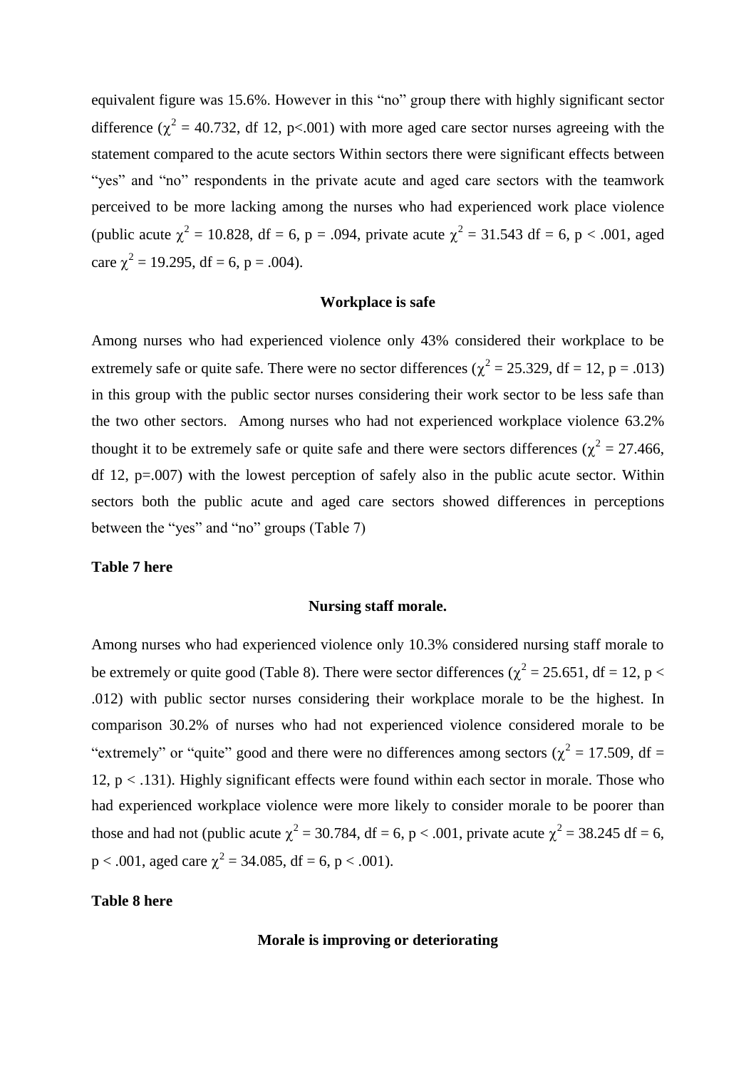equivalent figure was 15.6%. However in this "no" group there with highly significant sector difference ($\chi^2 = 40.732$, df 12, p<.001) with more aged care sector nurses agreeing with the statement compared to the acute sectors Within sectors there were significant effects between "yes" and "no" respondents in the private acute and aged care sectors with the teamwork perceived to be more lacking among the nurses who had experienced work place violence (public acute $\chi^2 = 10.828$, df = 6, p = .094, private acute $\chi^2 = 31.543$ df = 6, p < .001, aged care $\chi^2 = 19.295$, df = 6, p = .004).

### Workplace is safe

Among nurses who had experienced violence only 43% considered their workplace to be extremely safe or quite safe. There were no sector differences ($\chi^2 = 25.329$, df = 12, p = .013) in this group with the public sector nurses considering their work sector to be less safe than the two other sectors. Among nurses who had not experienced workplace violence 63.2% thought it to be extremely safe or quite safe and there were sectors differences ($\chi^2 = 27.466$, df 12, p=.007) with the lowest perception of safely also in the public acute sector. Within sectors both the public acute and aged care sectors showed differences in perceptions between the "yes" and "no" groups (Table 7)

**Table 7 here**

### Nursing staff morale.

Among nurses who had experienced violence only 10.3% considered nursing staff morale to be extremely or quite good (Table 8). There were sector differences ($\chi^2 = 25.651$, df = 12, p < .012) with public sector nurses considering their workplace morale to be the highest. In comparison 30.2% of nurses who had not experienced violence considered morale to be "extremely" or "quite" good and there were no differences among sectors ($\chi^2 = 17.509$, df = 12, p < .131). Highly significant effects were found within each sector in morale. Those who had experienced workplace violence were more likely to consider morale to be poorer than those and had not (public acute $\chi^2 = 30.784$, df = 6, p < .001, private acute $\chi^2 = 38.245$ df = 6, p < .001, aged care $\chi^2 = 34.085$, df = 6, p < .001).

**Table 8 here**

### Morale is improving or deteriorating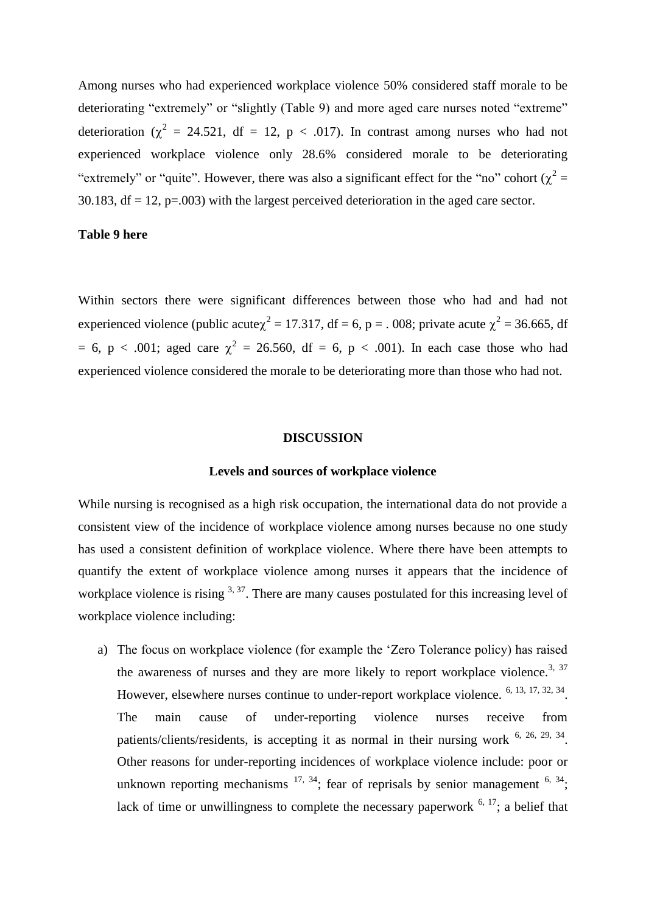Among nurses who had experienced workplace violence 50% considered staff morale to be deteriorating "extremely" or "slightly (Table 9) and more aged care nurses noted "extreme" deterioration ($\chi^2$ = 24.521, df = 12, p < .017). In contrast among nurses who had not experienced workplace violence only 28.6% considered morale to be deteriorating "extremely" or "quite". However, there was also a significant effect for the "no" cohort ($\chi^2$ = 30.183, df = 12, p=.003) with the largest perceived deterioration in the aged care sector.

**Table 9 here**

Within sectors there were significant differences between those who had and had not experienced violence (public acute$\chi^2$ = 17.317, df = 6, p = . 008; private acute $\chi^2$ = 36.665, df = 6, p < .001; aged care $\chi^2$ = 26.560, df = 6, p < .001). In each case those who had experienced violence considered the morale to be deteriorating more than those who had not.

## DISCUSSION

### Levels and sources of workplace violence

While nursing is recognised as a high risk occupation, the international data do not provide a consistent view of the incidence of workplace violence among nurses because no one study has used a consistent definition of workplace violence. Where there have been attempts to quantify the extent of workplace violence among nurses it appears that the incidence of workplace violence is rising [3, 37]. There are many causes postulated for this increasing level of workplace violence including:

a) The focus on workplace violence (for example the 'Zero Tolerance policy) has raised the awareness of nurses and they are more likely to report workplace violence.[3, 37] However, elsewhere nurses continue to under-report workplace violence. [6, 13, 17, 32, 34]. The main cause of under-reporting violence nurses receive from patients/clients/residents, is accepting it as normal in their nursing work [6, 26, 29, 34]. Other reasons for under-reporting incidences of workplace violence include: poor or unknown reporting mechanisms [17, 34]; fear of reprisals by senior management [6, 34]; lack of time or unwillingness to complete the necessary paperwork [6, 17]; a belief that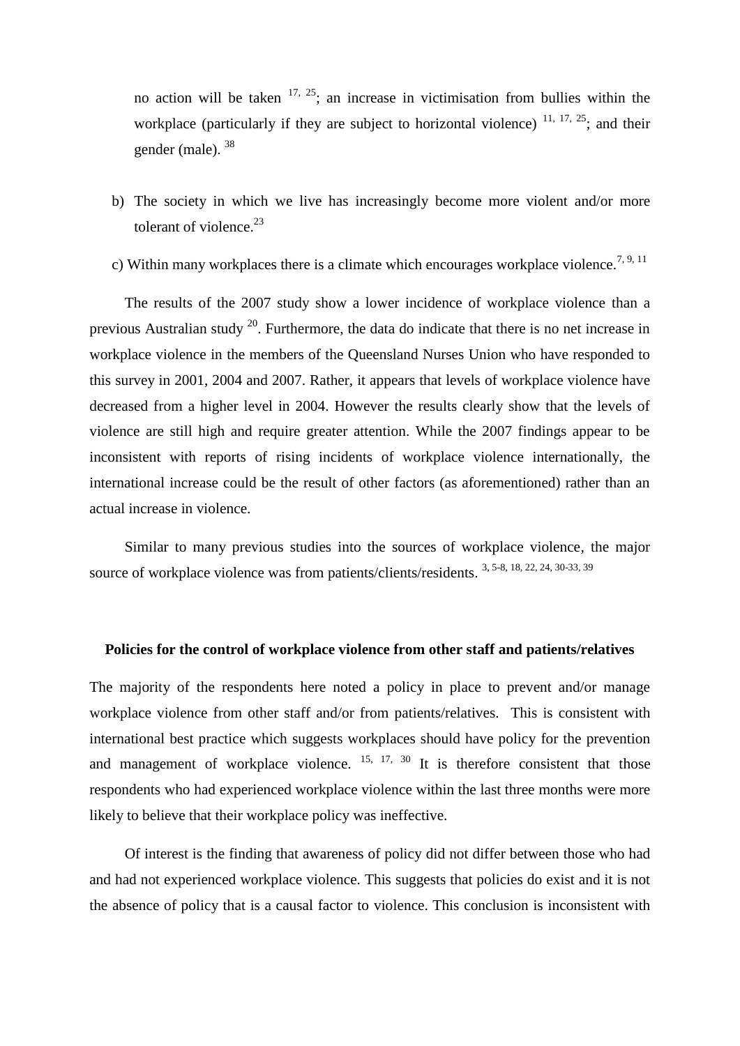no action will be taken [17, 25]; an increase in victimisation from bullies within the workplace (particularly if they are subject to horizontal violence) [11, 17, 25]; and their gender (male). [38]

b) The society in which we live has increasingly become more violent and/or more tolerant of violence.[23]

c) Within many workplaces there is a climate which encourages workplace violence.[7, 9, 11]

The results of the 2007 study show a lower incidence of workplace violence than a previous Australian study [20]. Furthermore, the data do indicate that there is no net increase in workplace violence in the members of the Queensland Nurses Union who have responded to this survey in 2001, 2004 and 2007. Rather, it appears that levels of workplace violence have decreased from a higher level in 2004. However the results clearly show that the levels of violence are still high and require greater attention. While the 2007 findings appear to be inconsistent with reports of rising incidents of workplace violence internationally, the international increase could be the result of other factors (as aforementioned) rather than an actual increase in violence.

Similar to many previous studies into the sources of workplace violence, the major source of workplace violence was from patients/clients/residents. [3, 5-8, 18, 22, 24, 30-33, 39]

**Policies for the control of workplace violence from other staff and patients/relatives**

The majority of the respondents here noted a policy in place to prevent and/or manage workplace violence from other staff and/or from patients/relatives. This is consistent with international best practice which suggests workplaces should have policy for the prevention and management of workplace violence. [15, 17, 30] It is therefore consistent that those respondents who had experienced workplace violence within the last three months were more likely to believe that their workplace policy was ineffective.

Of interest is the finding that awareness of policy did not differ between those who had and had not experienced workplace violence. This suggests that policies do exist and it is not the absence of policy that is a causal factor to violence. This conclusion is inconsistent with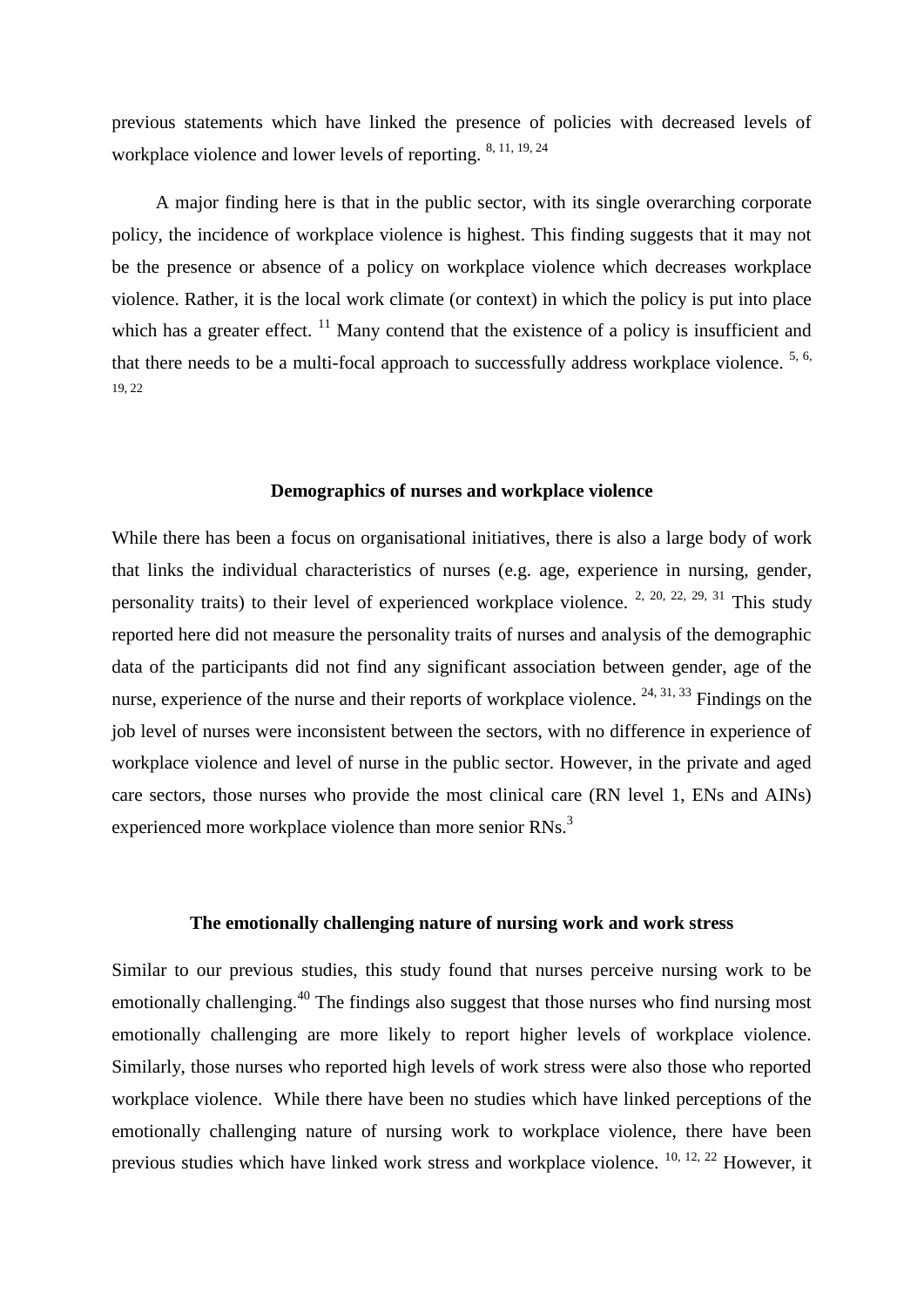previous statements which have linked the presence of policies with decreased levels of workplace violence and lower levels of reporting. [8, 11, 19, 24]

A major finding here is that in the public sector, with its single overarching corporate policy, the incidence of workplace violence is highest. This finding suggests that it may not be the presence or absence of a policy on workplace violence which decreases workplace violence. Rather, it is the local work climate (or context) in which the policy is put into place which has a greater effect. [11] Many contend that the existence of a policy is insufficient and that there needs to be a multi-focal approach to successfully address workplace violence. [5, 6, 19, 22]

### Demographics of nurses and workplace violence

While there has been a focus on organisational initiatives, there is also a large body of work that links the individual characteristics of nurses (e.g. age, experience in nursing, gender, personality traits) to their level of experienced workplace violence. [2, 20, 22, 29, 31] This study reported here did not measure the personality traits of nurses and analysis of the demographic data of the participants did not find any significant association between gender, age of the nurse, experience of the nurse and their reports of workplace violence. [24, 31, 33] Findings on the job level of nurses were inconsistent between the sectors, with no difference in experience of workplace violence and level of nurse in the public sector. However, in the private and aged care sectors, those nurses who provide the most clinical care (RN level 1, ENs and AINs) experienced more workplace violence than more senior RNs.[3]

### The emotionally challenging nature of nursing work and work stress

Similar to our previous studies, this study found that nurses perceive nursing work to be emotionally challenging.[40] The findings also suggest that those nurses who find nursing most emotionally challenging are more likely to report higher levels of workplace violence. Similarly, those nurses who reported high levels of work stress were also those who reported workplace violence. While there have been no studies which have linked perceptions of the emotionally challenging nature of nursing work to workplace violence, there have been previous studies which have linked work stress and workplace violence. [10, 12, 22] However, it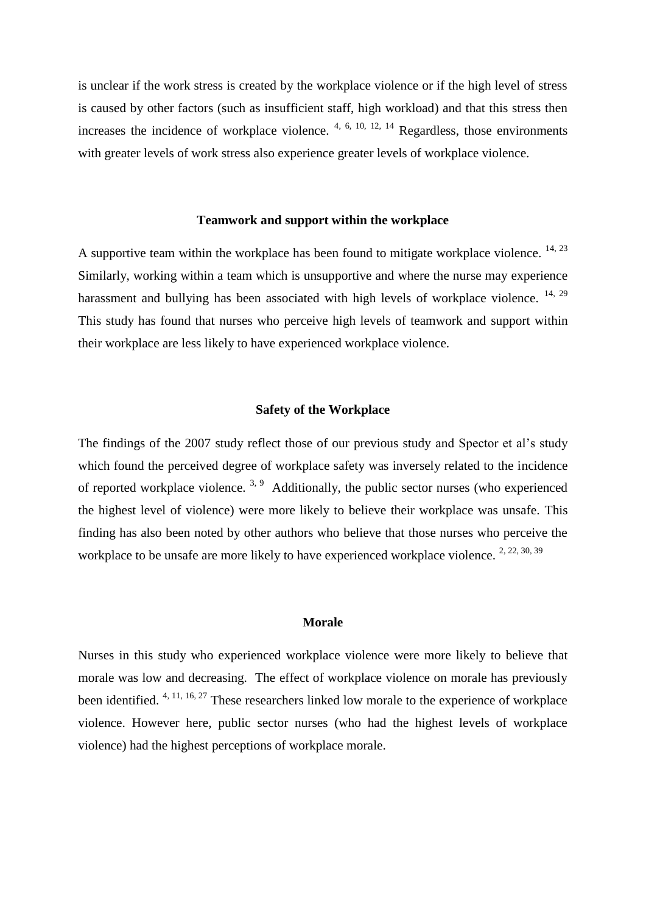is unclear if the work stress is created by the workplace violence or if the high level of stress is caused by other factors (such as insufficient staff, high workload) and that this stress then increases the incidence of workplace violence. [4, 6, 10, 12, 14] Regardless, those environments with greater levels of work stress also experience greater levels of workplace violence.

## Teamwork and support within the workplace

A supportive team within the workplace has been found to mitigate workplace violence. [14, 23] Similarly, working within a team which is unsupportive and where the nurse may experience harassment and bullying has been associated with high levels of workplace violence. [14, 29] This study has found that nurses who perceive high levels of teamwork and support within their workplace are less likely to have experienced workplace violence.

## Safety of the Workplace

The findings of the 2007 study reflect those of our previous study and Spector et al's study which found the perceived degree of workplace safety was inversely related to the incidence of reported workplace violence. [3, 9] Additionally, the public sector nurses (who experienced the highest level of violence) were more likely to believe their workplace was unsafe. This finding has also been noted by other authors who believe that those nurses who perceive the workplace to be unsafe are more likely to have experienced workplace violence. [2, 22, 30, 39]

## Morale

Nurses in this study who experienced workplace violence were more likely to believe that morale was low and decreasing. The effect of workplace violence on morale has previously been identified. [4, 11, 16, 27] These researchers linked low morale to the experience of workplace violence. However here, public sector nurses (who had the highest levels of workplace violence) had the highest perceptions of workplace morale.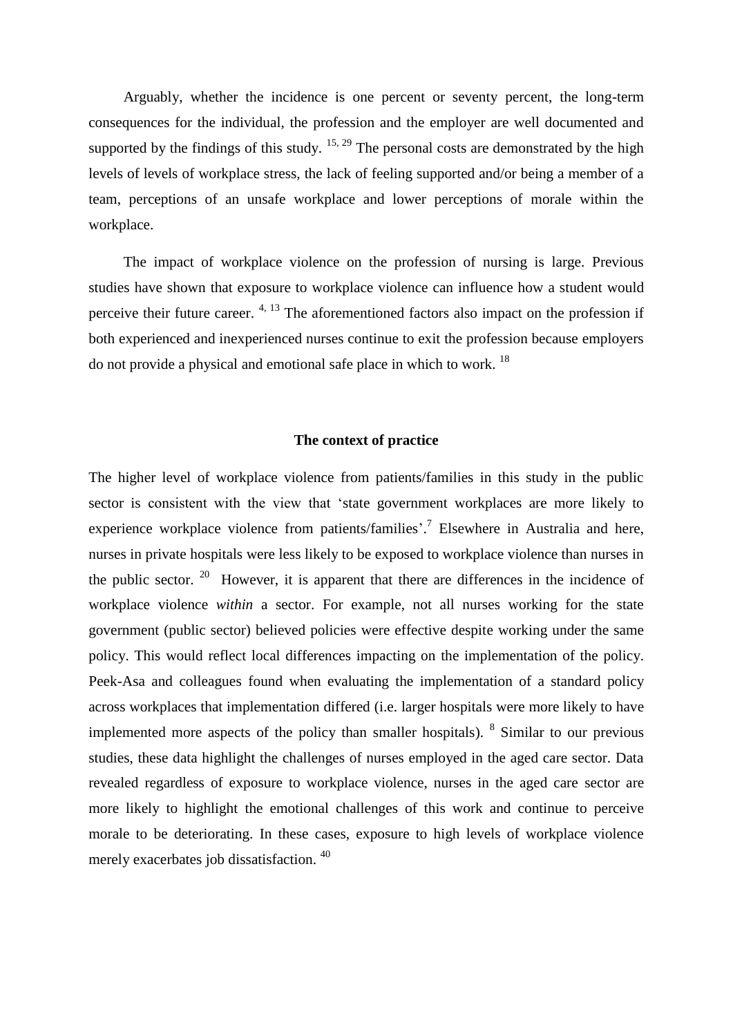Arguably, whether the incidence is one percent or seventy percent, the long-term consequences for the individual, the profession and the employer are well documented and supported by the findings of this study. [15, 29] The personal costs are demonstrated by the high levels of levels of workplace stress, the lack of feeling supported and/or being a member of a team, perceptions of an unsafe workplace and lower perceptions of morale within the workplace.

The impact of workplace violence on the profession of nursing is large. Previous studies have shown that exposure to workplace violence can influence how a student would perceive their future career. [4, 13] The aforementioned factors also impact on the profession if both experienced and inexperienced nurses continue to exit the profession because employers do not provide a physical and emotional safe place in which to work. [18]

### The context of practice

The higher level of workplace violence from patients/families in this study in the public sector is consistent with the view that 'state government workplaces are more likely to experience workplace violence from patients/families'.[7] Elsewhere in Australia and here, nurses in private hospitals were less likely to be exposed to workplace violence than nurses in the public sector. [20] However, it is apparent that there are differences in the incidence of workplace violence *within* a sector. For example, not all nurses working for the state government (public sector) believed policies were effective despite working under the same policy. This would reflect local differences impacting on the implementation of the policy. Peek-Asa and colleagues found when evaluating the implementation of a standard policy across workplaces that implementation differed (i.e. larger hospitals were more likely to have implemented more aspects of the policy than smaller hospitals). [8] Similar to our previous studies, these data highlight the challenges of nurses employed in the aged care sector. Data revealed regardless of exposure to workplace violence, nurses in the aged care sector are more likely to highlight the emotional challenges of this work and continue to perceive morale to be deteriorating. In these cases, exposure to high levels of workplace violence merely exacerbates job dissatisfaction. [40]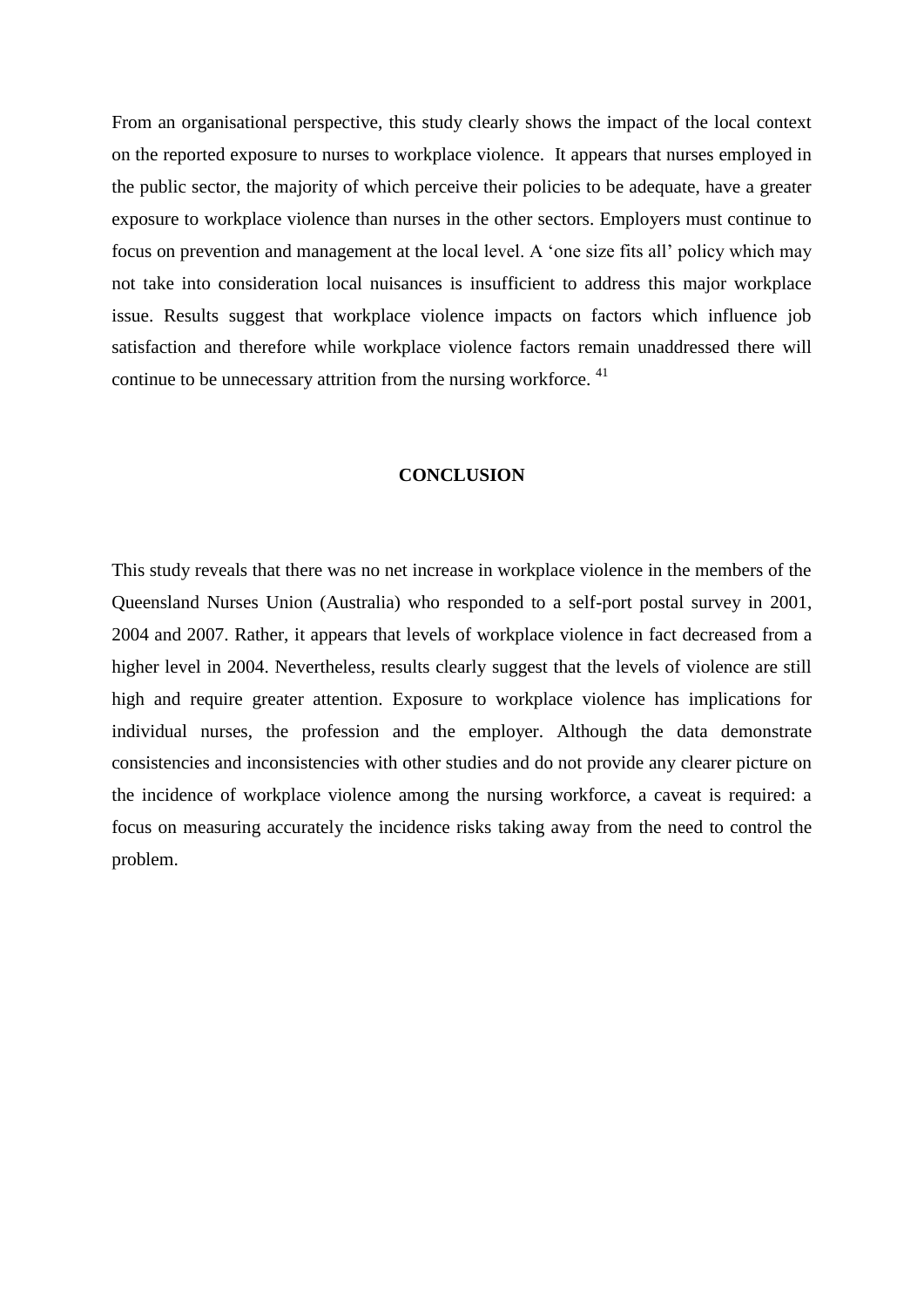From an organisational perspective, this study clearly shows the impact of the local context on the reported exposure to nurses to workplace violence. It appears that nurses employed in the public sector, the majority of which perceive their policies to be adequate, have a greater exposure to workplace violence than nurses in the other sectors. Employers must continue to focus on prevention and management at the local level. A 'one size fits all' policy which may not take into consideration local nuisances is insufficient to address this major workplace issue. Results suggest that workplace violence impacts on factors which influence job satisfaction and therefore while workplace violence factors remain unaddressed there will continue to be unnecessary attrition from the nursing workforce. [41]

## CONCLUSION

This study reveals that there was no net increase in workplace violence in the members of the Queensland Nurses Union (Australia) who responded to a self-port postal survey in 2001, 2004 and 2007. Rather, it appears that levels of workplace violence in fact decreased from a higher level in 2004. Nevertheless, results clearly suggest that the levels of violence are still high and require greater attention. Exposure to workplace violence has implications for individual nurses, the profession and the employer. Although the data demonstrate consistencies and inconsistencies with other studies and do not provide any clearer picture on the incidence of workplace violence among the nursing workforce, a caveat is required: a focus on measuring accurately the incidence risks taking away from the need to control the problem.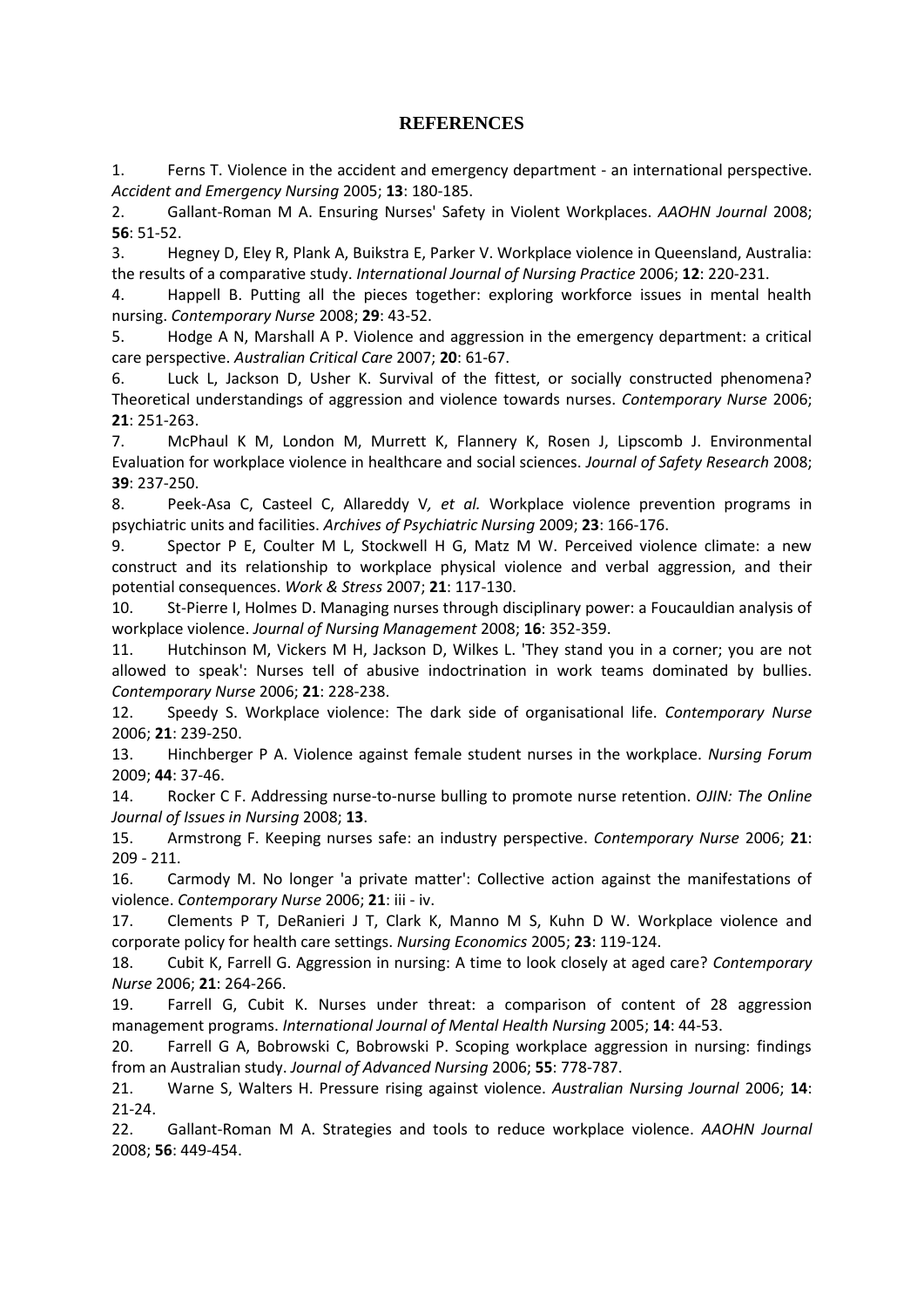# REFERENCES

1. Ferns T. Violence in the accident and emergency department - an international perspective. *Accident and Emergency Nursing* 2005; **13**: 180-185.
2. Gallant-Roman M A. Ensuring Nurses' Safety in Violent Workplaces. *AAOHN Journal* 2008; **56**: 51-52.
3. Hegney D, Eley R, Plank A, Buikstra E, Parker V. Workplace violence in Queensland, Australia: the results of a comparative study. *International Journal of Nursing Practice* 2006; **12**: 220-231.
4. Happell B. Putting all the pieces together: exploring workforce issues in mental health nursing. *Contemporary Nurse* 2008; **29**: 43-52.
5. Hodge A N, Marshall A P. Violence and aggression in the emergency department: a critical care perspective. *Australian Critical Care* 2007; **20**: 61-67.
6. Luck L, Jackson D, Usher K. Survival of the fittest, or socially constructed phenomena? Theoretical understandings of aggression and violence towards nurses. *Contemporary Nurse* 2006; **21**: 251-263.
7. McPhaul K M, London M, Murrett K, Flannery K, Rosen J, Lipscomb J. Environmental Evaluation for workplace violence in healthcare and social sciences. *Journal of Safety Research* 2008; **39**: 237-250.
8. Peek-Asa C, Casteel C, Allareddy V*, et al.* Workplace violence prevention programs in psychiatric units and facilities. *Archives of Psychiatric Nursing* 2009; **23**: 166-176.
9. Spector P E, Coulter M L, Stockwell H G, Matz M W. Perceived violence climate: a new construct and its relationship to workplace physical violence and verbal aggression, and their potential consequences. *Work & Stress* 2007; **21**: 117-130.
10. St-Pierre I, Holmes D. Managing nurses through disciplinary power: a Foucauldian analysis of workplace violence. *Journal of Nursing Management* 2008; **16**: 352-359.
11. Hutchinson M, Vickers M H, Jackson D, Wilkes L. 'They stand you in a corner; you are not allowed to speak': Nurses tell of abusive indoctrination in work teams dominated by bullies. *Contemporary Nurse* 2006; **21**: 228-238.
12. Speedy S. Workplace violence: The dark side of organisational life. *Contemporary Nurse* 2006; **21**: 239-250.
13. Hinchberger P A. Violence against female student nurses in the workplace. *Nursing Forum* 2009; **44**: 37-46.
14. Rocker C F. Addressing nurse-to-nurse bulling to promote nurse retention. *OJIN: The Online Journal of Issues in Nursing* 2008; **13**.
15. Armstrong F. Keeping nurses safe: an industry perspective. *Contemporary Nurse* 2006; **21**: 209 - 211.
16. Carmody M. No longer 'a private matter': Collective action against the manifestations of violence. *Contemporary Nurse* 2006; **21**: iii - iv.
17. Clements P T, DeRanieri J T, Clark K, Manno M S, Kuhn D W. Workplace violence and corporate policy for health care settings. *Nursing Economics* 2005; **23**: 119-124.
18. Cubit K, Farrell G. Aggression in nursing: A time to look closely at aged care? *Contemporary Nurse* 2006; **21**: 264-266.
19. Farrell G, Cubit K. Nurses under threat: a comparison of content of 28 aggression management programs. *International Journal of Mental Health Nursing* 2005; **14**: 44-53.
20. Farrell G A, Bobrowski C, Bobrowski P. Scoping workplace aggression in nursing: findings from an Australian study. *Journal of Advanced Nursing* 2006; **55**: 778-787.
21. Warne S, Walters H. Pressure rising against violence. *Australian Nursing Journal* 2006; **14**: 21-24.
22. Gallant-Roman M A. Strategies and tools to reduce workplace violence. *AAOHN Journal* 2008; **56**: 449-454.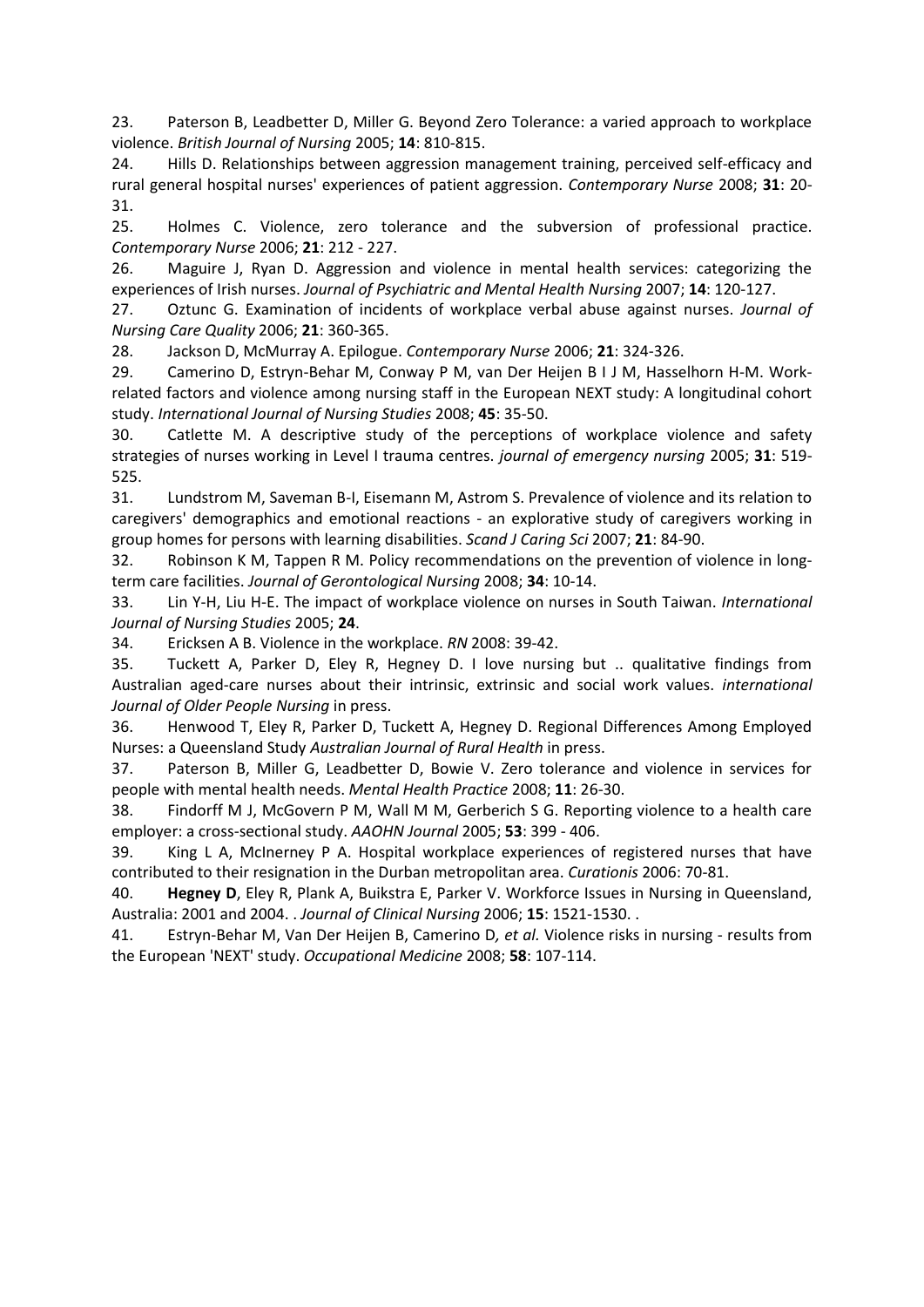23. Paterson B, Leadbetter D, Miller G. Beyond Zero Tolerance: a varied approach to workplace violence. *British Journal of Nursing* 2005; **14**: 810-815.

24. Hills D. Relationships between aggression management training, perceived self-efficacy and rural general hospital nurses' experiences of patient aggression. *Contemporary Nurse* 2008; **31**: 20-31.

25. Holmes C. Violence, zero tolerance and the subversion of professional practice. *Contemporary Nurse* 2006; **21**: 212 - 227.

26. Maguire J, Ryan D. Aggression and violence in mental health services: categorizing the experiences of Irish nurses. *Journal of Psychiatric and Mental Health Nursing* 2007; **14**: 120-127.

27. Oztunc G. Examination of incidents of workplace verbal abuse against nurses. *Journal of Nursing Care Quality* 2006; **21**: 360-365.

28. Jackson D, McMurray A. Epilogue. *Contemporary Nurse* 2006; **21**: 324-326.

29. Camerino D, Estryn-Behar M, Conway P M, van Der Heijen B I J M, Hasselhorn H-M. Work-related factors and violence among nursing staff in the European NEXT study: A longitudinal cohort study. *International Journal of Nursing Studies* 2008; **45**: 35-50.

30. Catlette M. A descriptive study of the perceptions of workplace violence and safety strategies of nurses working in Level I trauma centres. *journal of emergency nursing* 2005; **31**: 519-525.

31. Lundstrom M, Saveman B-I, Eisemann M, Astrom S. Prevalence of violence and its relation to caregivers' demographics and emotional reactions - an explorative study of caregivers working in group homes for persons with learning disabilities. *Scand J Caring Sci* 2007; **21**: 84-90.

32. Robinson K M, Tappen R M. Policy recommendations on the prevention of violence in long-term care facilities. *Journal of Gerontological Nursing* 2008; **34**: 10-14.

33. Lin Y-H, Liu H-E. The impact of workplace violence on nurses in South Taiwan. *International Journal of Nursing Studies* 2005; **24**.

34. Ericksen A B. Violence in the workplace. *RN* 2008: 39-42.

35. Tuckett A, Parker D, Eley R, Hegney D. I love nursing but .. qualitative findings from Australian aged-care nurses about their intrinsic, extrinsic and social work values. *international Journal of Older People Nursing* in press.

36. Henwood T, Eley R, Parker D, Tuckett A, Hegney D. Regional Differences Among Employed Nurses: a Queensland Study *Australian Journal of Rural Health* in press.

37. Paterson B, Miller G, Leadbetter D, Bowie V. Zero tolerance and violence in services for people with mental health needs. *Mental Health Practice* 2008; **11**: 26-30.

38. Findorff M J, McGovern P M, Wall M M, Gerberich S G. Reporting violence to a health care employer: a cross-sectional study. *AAOHN Journal* 2005; **53**: 399 - 406.

39. King L A, McInerney P A. Hospital workplace experiences of registered nurses that have contributed to their resignation in the Durban metropolitan area. *Curationis* 2006: 70-81.

40. **Hegney D**, Eley R, Plank A, Buikstra E, Parker V. Workforce Issues in Nursing in Queensland, Australia: 2001 and 2004. . *Journal of Clinical Nursing* 2006; **15**: 1521-1530. .

41. Estryn-Behar M, Van Der Heijen B, Camerino D, *et al.* Violence risks in nursing - results from the European 'NEXT' study. *Occupational Medicine* 2008; **58**: 107-114.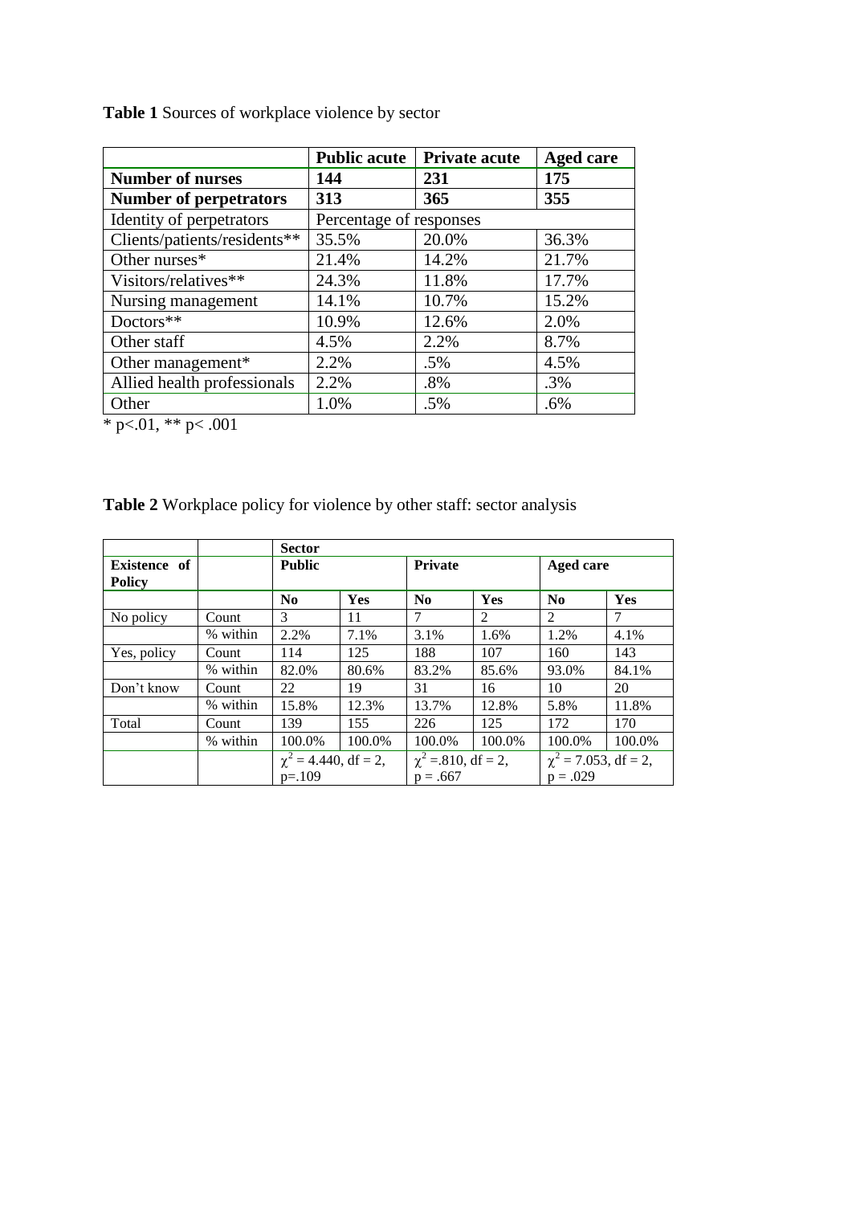**Table 1** Sources of workplace violence by sector

| | Public acute | Private acute | Aged care |
|---|---|---|---|
| **Number of nurses** | **144** | **231** | **175** |
| **Number of perpetrators** | **313** | **365** | **355** |
| Identity of perpetrators | Percentage of responses | | |
| Clients/patients/residents** | 35.5% | 20.0% | 36.3% |
| Other nurses* | 21.4% | 14.2% | 21.7% |
| Visitors/relatives** | 24.3% | 11.8% | 17.7% |
| Nursing management | 14.1% | 10.7% | 15.2% |
| Doctors** | 10.9% | 12.6% | 2.0% |
| Other staff | 4.5% | 2.2% | 8.7% |
| Other management* | 2.2% | .5% | 4.5% |
| Allied health professionals | 2.2% | .8% | .3% |
| Other | 1.0% | .5% | .6% |

* $p<.01$, ** $p< .001$

**Table 2** Workplace policy for violence by other staff: sector analysis

| | | Sector | | | | | |
|---|---|---|---|---|---|---|---|
| **Existence of Policy** | | **Public** | | **Private** | | **Aged care** | |
| | | **No** | **Yes** | **No** | **Yes** | **No** | **Yes** |
| No policy | Count | 3 | 11 | 7 | 2 | 2 | 7 |
| | % within | 2.2% | 7.1% | 3.1% | 1.6% | 1.2% | 4.1% |
| Yes, policy | Count | 114 | 125 | 188 | 107 | 160 | 143 |
| | % within | 82.0% | 80.6% | 83.2% | 85.6% | 93.0% | 84.1% |
| Don't know | Count | 22 | 19 | 31 | 16 | 10 | 20 |
| | % within | 15.8% | 12.3% | 13.7% | 12.8% | 5.8% | 11.8% |
| Total | Count | 139 | 155 | 226 | 125 | 172 | 170 |
| | % within | 100.0% | 100.0% | 100.0% | 100.0% | 100.0% | 100.0% |
| | | $\chi^2 = 4.440$, df = 2, p=.109 | | $\chi^2 =.810$, df = 2, p = .667 | | $\chi^2 = 7.053$, df = 2, p = .029 | |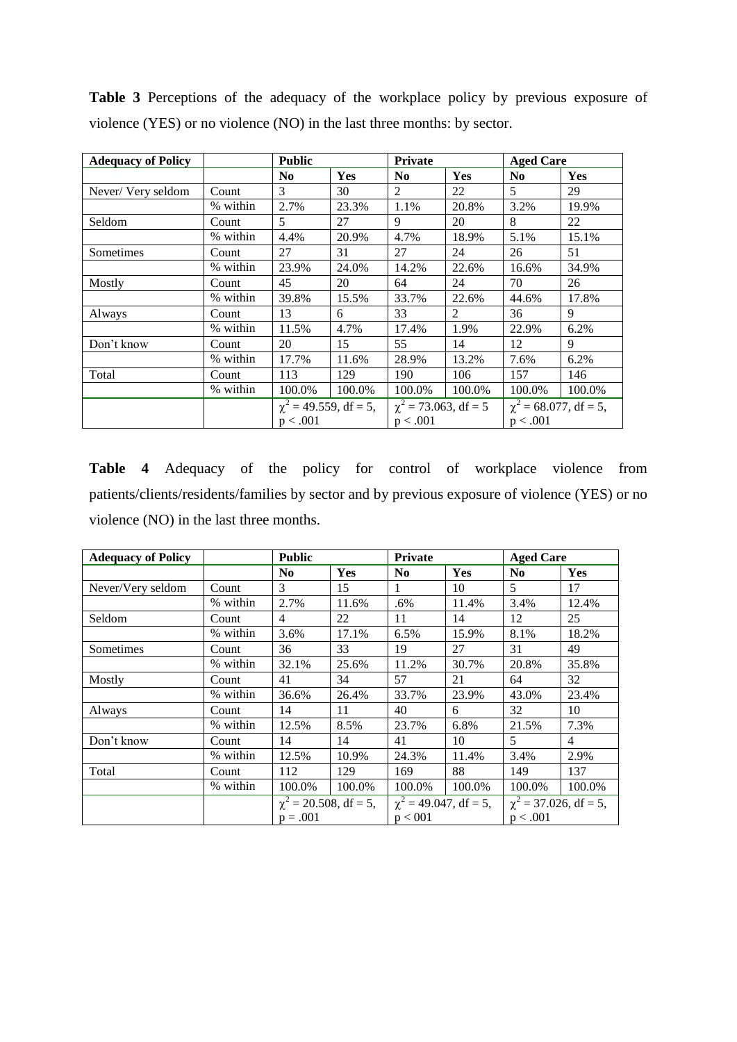**Table 3** Perceptions of the adequacy of the workplace policy by previous exposure of violence (YES) or no violence (NO) in the last three months: by sector.

| Adequacy of Policy | | Public | | Private | | Aged Care | |
|---|---|---|---|---|---|---|---|
| | | **No** | **Yes** | **No** | **Yes** | **No** | **Yes** |
| Never/ Very seldom | Count | 3 | 30 | 2 | 22 | 5 | 29 |
| | % within | 2.7% | 23.3% | 1.1% | 20.8% | 3.2% | 19.9% |
| Seldom | Count | 5 | 27 | 9 | 20 | 8 | 22 |
| | % within | 4.4% | 20.9% | 4.7% | 18.9% | 5.1% | 15.1% |
| Sometimes | Count | 27 | 31 | 27 | 24 | 26 | 51 |
| | % within | 23.9% | 24.0% | 14.2% | 22.6% | 16.6% | 34.9% |
| Mostly | Count | 45 | 20 | 64 | 24 | 70 | 26 |
| | % within | 39.8% | 15.5% | 33.7% | 22.6% | 44.6% | 17.8% |
| Always | Count | 13 | 6 | 33 | 2 | 36 | 9 |
| | % within | 11.5% | 4.7% | 17.4% | 1.9% | 22.9% | 6.2% |
| Don't know | Count | 20 | 15 | 55 | 14 | 12 | 9 |
| | % within | 17.7% | 11.6% | 28.9% | 13.2% | 7.6% | 6.2% |
| Total | Count | 113 | 129 | 190 | 106 | 157 | 146 |
| | % within | 100.0% | 100.0% | 100.0% | 100.0% | 100.0% | 100.0% |
| | | $\chi^2 = 49.559$, df = 5, $p < .001$ | | $\chi^2 = 73.063$, df = 5 $p < .001$ | | $\chi^2 = 68.077$, df = 5, $p < .001$ | |

**Table 4** Adequacy of the policy for control of workplace violence from patients/clients/residents/families by sector and by previous exposure of violence (YES) or no violence (NO) in the last three months.

| Adequacy of Policy | | Public | | Private | | Aged Care | |
|---|---|---|---|---|---|---|---|
| | | **No** | **Yes** | **No** | **Yes** | **No** | **Yes** |
| Never/Very seldom | Count | 3 | 15 | 1 | 10 | 5 | 17 |
| | % within | 2.7% | 11.6% | .6% | 11.4% | 3.4% | 12.4% |
| Seldom | Count | 4 | 22 | 11 | 14 | 12 | 25 |
| | % within | 3.6% | 17.1% | 6.5% | 15.9% | 8.1% | 18.2% |
| Sometimes | Count | 36 | 33 | 19 | 27 | 31 | 49 |
| | % within | 32.1% | 25.6% | 11.2% | 30.7% | 20.8% | 35.8% |
| Mostly | Count | 41 | 34 | 57 | 21 | 64 | 32 |
| | % within | 36.6% | 26.4% | 33.7% | 23.9% | 43.0% | 23.4% |
| Always | Count | 14 | 11 | 40 | 6 | 32 | 10 |
| | % within | 12.5% | 8.5% | 23.7% | 6.8% | 21.5% | 7.3% |
| Don't know | Count | 14 | 14 | 41 | 10 | 5 | 4 |
| | % within | 12.5% | 10.9% | 24.3% | 11.4% | 3.4% | 2.9% |
| Total | Count | 112 | 129 | 169 | 88 | 149 | 137 |
| | % within | 100.0% | 100.0% | 100.0% | 100.0% | 100.0% | 100.0% |
| | | $\chi^2 = 20.508$, df = 5, $p = .001$ | | $\chi^2 = 49.047$, df = 5, $p < 001$ | | $\chi^2 = 37.026$, df = 5, $p < .001$ | |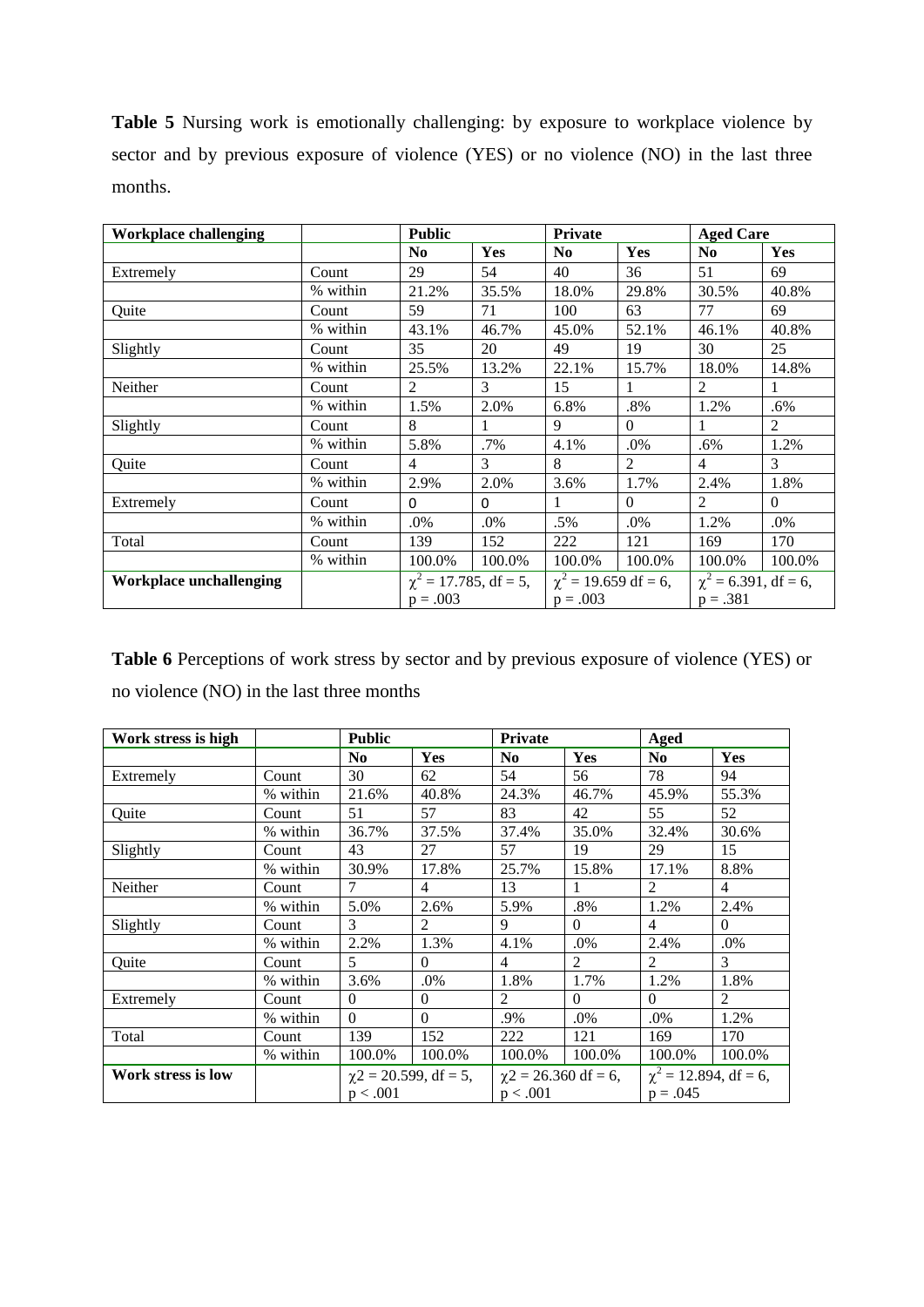**Table 5** Nursing work is emotionally challenging: by exposure to workplace violence by sector and by previous exposure of violence (YES) or no violence (NO) in the last three months.

| **Workplace challenging** | | **Public** | | **Private** | | **Aged Care** | |
|---|---|---|---|---|---|---|---|
| | | **No** | **Yes** | **No** | **Yes** | **No** | **Yes** |
| Extremely | Count | 29 | 54 | 40 | 36 | 51 | 69 |
| | % within | 21.2% | 35.5% | 18.0% | 29.8% | 30.5% | 40.8% |
| Quite | Count | 59 | 71 | 100 | 63 | 77 | 69 |
| | % within | 43.1% | 46.7% | 45.0% | 52.1% | 46.1% | 40.8% |
| Slightly | Count | 35 | 20 | 49 | 19 | 30 | 25 |
| | % within | 25.5% | 13.2% | 22.1% | 15.7% | 18.0% | 14.8% |
| Neither | Count | 2 | 3 | 15 | 1 | 2 | 1 |
| | % within | 1.5% | 2.0% | 6.8% | .8% | 1.2% | .6% |
| Slightly | Count | 8 | 1 | 9 | 0 | 1 | 2 |
| | % within | 5.8% | .7% | 4.1% | .0% | .6% | 1.2% |
| Quite | Count | 4 | 3 | 8 | 2 | 4 | 3 |
| | % within | 2.9% | 2.0% | 3.6% | 1.7% | 2.4% | 1.8% |
| Extremely | Count | 0 | 0 | 1 | 0 | 2 | 0 |
| | % within | .0% | .0% | .5% | .0% | 1.2% | .0% |
| Total | Count | 139 | 152 | 222 | 121 | 169 | 170 |
| | % within | 100.0% | 100.0% | 100.0% | 100.0% | 100.0% | 100.0% |
| **Workplace unchallenging** | | $\chi^2 = 17.785$, df = 5, $p = .003$ | | $\chi^2 = 19.659$ df = 6, $p = .003$ | | $\chi^2 = 6.391$, df = 6, $p = .381$ | |

**Table 6** Perceptions of work stress by sector and by previous exposure of violence (YES) or no violence (NO) in the last three months

| **Work stress is high** | | **Public** | | **Private** | | **Aged** | |
|---|---|---|---|---|---|---|---|
| | | **No** | **Yes** | **No** | **Yes** | **No** | **Yes** |
| Extremely | Count | 30 | 62 | 54 | 56 | 78 | 94 |
| | % within | 21.6% | 40.8% | 24.3% | 46.7% | 45.9% | 55.3% |
| Quite | Count | 51 | 57 | 83 | 42 | 55 | 52 |
| | % within | 36.7% | 37.5% | 37.4% | 35.0% | 32.4% | 30.6% |
| Slightly | Count | 43 | 27 | 57 | 19 | 29 | 15 |
| | % within | 30.9% | 17.8% | 25.7% | 15.8% | 17.1% | 8.8% |
| Neither | Count | 7 | 4 | 13 | 1 | 2 | 4 |
| | % within | 5.0% | 2.6% | 5.9% | .8% | 1.2% | 2.4% |
| Slightly | Count | 3 | 2 | 9 | 0 | 4 | 0 |
| | % within | 2.2% | 1.3% | 4.1% | .0% | 2.4% | .0% |
| Quite | Count | 5 | 0 | 4 | 2 | 2 | 3 |
| | % within | 3.6% | .0% | 1.8% | 1.7% | 1.2% | 1.8% |
| Extremely | Count | 0 | 0 | 2 | 0 | 0 | 2 |
| | % within | 0 | 0 | .9% | .0% | .0% | 1.2% |
| Total | Count | 139 | 152 | 222 | 121 | 169 | 170 |
| | % within | 100.0% | 100.0% | 100.0% | 100.0% | 100.0% | 100.0% |
| **Work stress is low** | | $\chi 2 = 20.599$, df = 5, $p < .001$ | | $\chi 2 = 26.360$ df = 6, $p < .001$ | | $\chi^2 = 12.894$, df = 6, $p = .045$ | |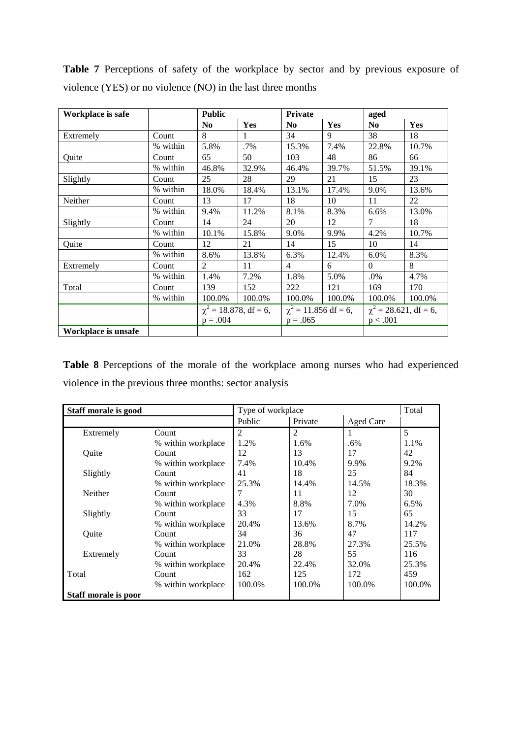**Table 7** Perceptions of safety of the workplace by sector and by previous exposure of violence (YES) or no violence (NO) in the last three months

| Workplace is safe | | Public | | Private | | aged | |
|---|---|---|---|---|---|---|---|
| | | **No** | **Yes** | **No** | **Yes** | **No** | **Yes** |
| Extremely | Count | 8 | 1 | 34 | 9 | 38 | 18 |
| | % within | 5.8% | .7% | 15.3% | 7.4% | 22.8% | 10.7% |
| Quite | Count | 65 | 50 | 103 | 48 | 86 | 66 |
| | % within | 46.8% | 32.9% | 46.4% | 39.7% | 51.5% | 39.1% |
| Slightly | Count | 25 | 28 | 29 | 21 | 15 | 23 |
| | % within | 18.0% | 18.4% | 13.1% | 17.4% | 9.0% | 13.6% |
| Neither | Count | 13 | 17 | 18 | 10 | 11 | 22 |
| | % within | 9.4% | 11.2% | 8.1% | 8.3% | 6.6% | 13.0% |
| Slightly | Count | 14 | 24 | 20 | 12 | 7 | 18 |
| | % within | 10.1% | 15.8% | 9.0% | 9.9% | 4.2% | 10.7% |
| Quite | Count | 12 | 21 | 14 | 15 | 10 | 14 |
| | % within | 8.6% | 13.8% | 6.3% | 12.4% | 6.0% | 8.3% |
| Extremely | Count | 2 | 11 | 4 | 6 | 0 | 8 |
| | % within | 1.4% | 7.2% | 1.8% | 5.0% | .0% | 4.7% |
| Total | Count | 139 | 152 | 222 | 121 | 169 | 170 |
| | % within | 100.0% | 100.0% | 100.0% | 100.0% | 100.0% | 100.0% |
| | | $\chi^2 = 18.878$, df = 6, $p = .004$ | | $\chi^2 = 11.856$ df = 6, $p = .065$ | | $\chi^2 = 28.621$, df = 6, $p < .001$ | |
| **Workplace is unsafe** | | | | | | | |

**Table 8** Perceptions of the morale of the workplace among nurses who had experienced violence in the previous three months: sector analysis

| Staff morale is good | | Type of workplace | | | Total |
|---|---|---|---|---|---|
| | | Public | Private | Aged Care | |
| Extremely | Count | 2 | 2 | 1 | 5 |
| | % within workplace | 1.2% | 1.6% | .6% | 1.1% |
| Quite | Count | 12 | 13 | 17 | 42 |
| | % within workplace | 7.4% | 10.4% | 9.9% | 9.2% |
| Slightly | Count | 41 | 18 | 25 | 84 |
| | % within workplace | 25.3% | 14.4% | 14.5% | 18.3% |
| Neither | Count | 7 | 11 | 12 | 30 |
| | % within workplace | 4.3% | 8.8% | 7.0% | 6.5% |
| Slightly | Count | 33 | 17 | 15 | 65 |
| | % within workplace | 20.4% | 13.6% | 8.7% | 14.2% |
| Quite | Count | 34 | 36 | 47 | 117 |
| | % within workplace | 21.0% | 28.8% | 27.3% | 25.5% |
| Extremely | Count | 33 | 28 | 55 | 116 |
| | % within workplace | 20.4% | 22.4% | 32.0% | 25.3% |
| Total | Count | 162 | 125 | 172 | 459 |
| | % within workplace | 100.0% | 100.0% | 100.0% | 100.0% |
| **Staff morale is poor** | | | | | |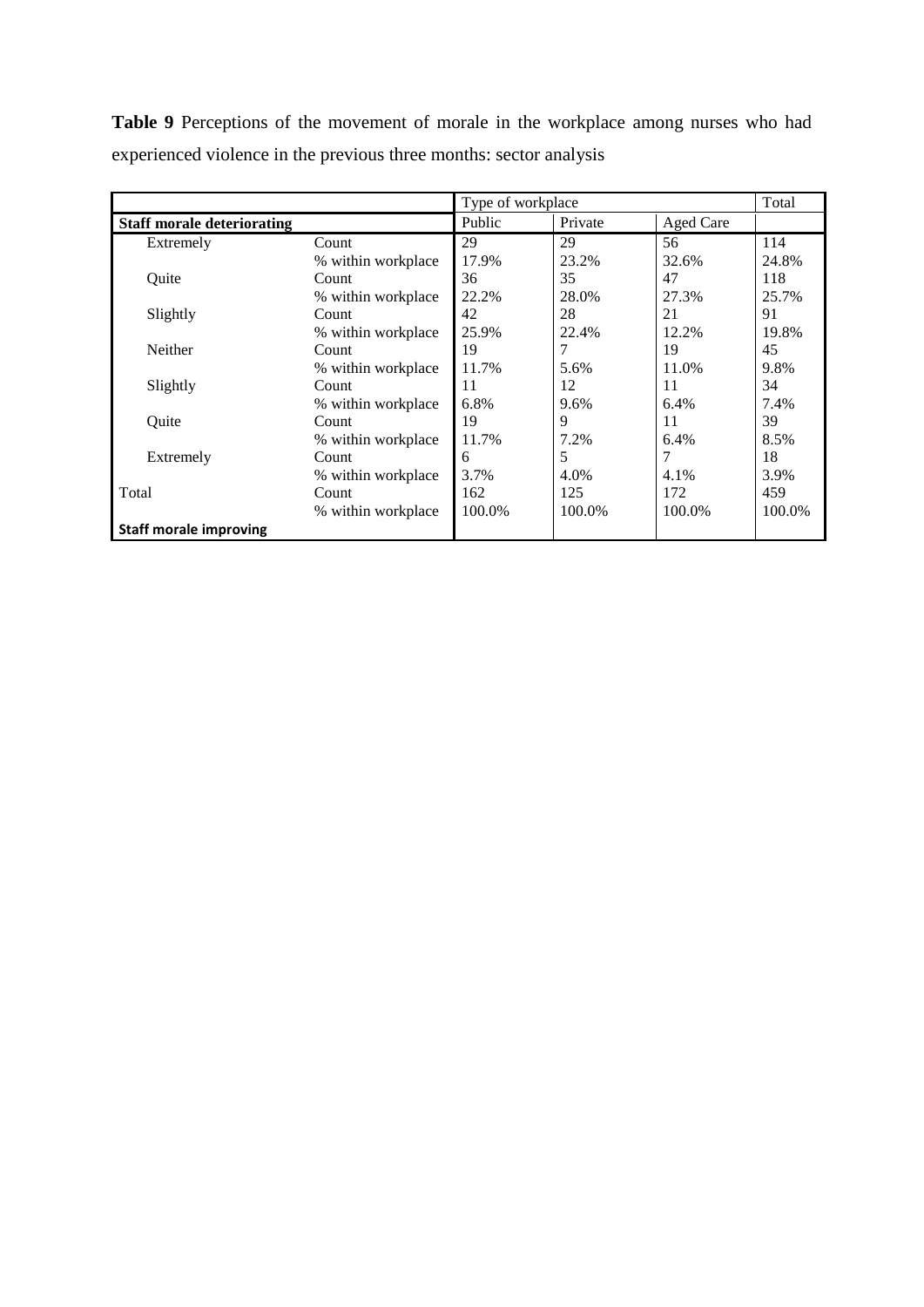**Table 9** Perceptions of the movement of morale in the workplace among nurses who had experienced violence in the previous three months: sector analysis

| | | Type of workplace | | | Total |
|---|---|---|---|---|---|
| **Staff morale deteriorating** | | Public | Private | Aged Care | |
| Extremely | Count | 29 | 29 | 56 | 114 |
| | % within workplace | 17.9% | 23.2% | 32.6% | 24.8% |
| Quite | Count | 36 | 35 | 47 | 118 |
| | % within workplace | 22.2% | 28.0% | 27.3% | 25.7% |
| Slightly | Count | 42 | 28 | 21 | 91 |
| | % within workplace | 25.9% | 22.4% | 12.2% | 19.8% |
| Neither | Count | 19 | 7 | 19 | 45 |
| | % within workplace | 11.7% | 5.6% | 11.0% | 9.8% |
| Slightly | Count | 11 | 12 | 11 | 34 |
| | % within workplace | 6.8% | 9.6% | 6.4% | 7.4% |
| Quite | Count | 19 | 9 | 11 | 39 |
| | % within workplace | 11.7% | 7.2% | 6.4% | 8.5% |
| Extremely | Count | 6 | 5 | 7 | 18 |
| | % within workplace | 3.7% | 4.0% | 4.1% | 3.9% |
| Total | Count | 162 | 125 | 172 | 459 |
| | % within workplace | 100.0% | 100.0% | 100.0% | 100.0% |
| **Staff morale improving** | | | | | |